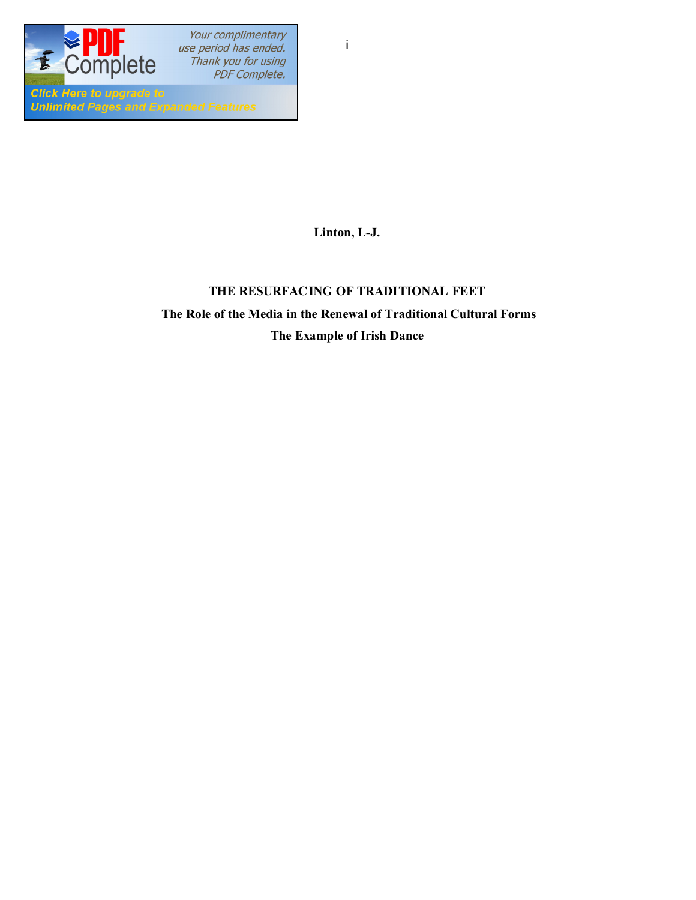**Linton, L-J.**

# THE RESURFACING OF TRADITIONAL FEET

## The Role of the Media in the Renewal of Traditional Cultural Forms

## The Example of Irish Dance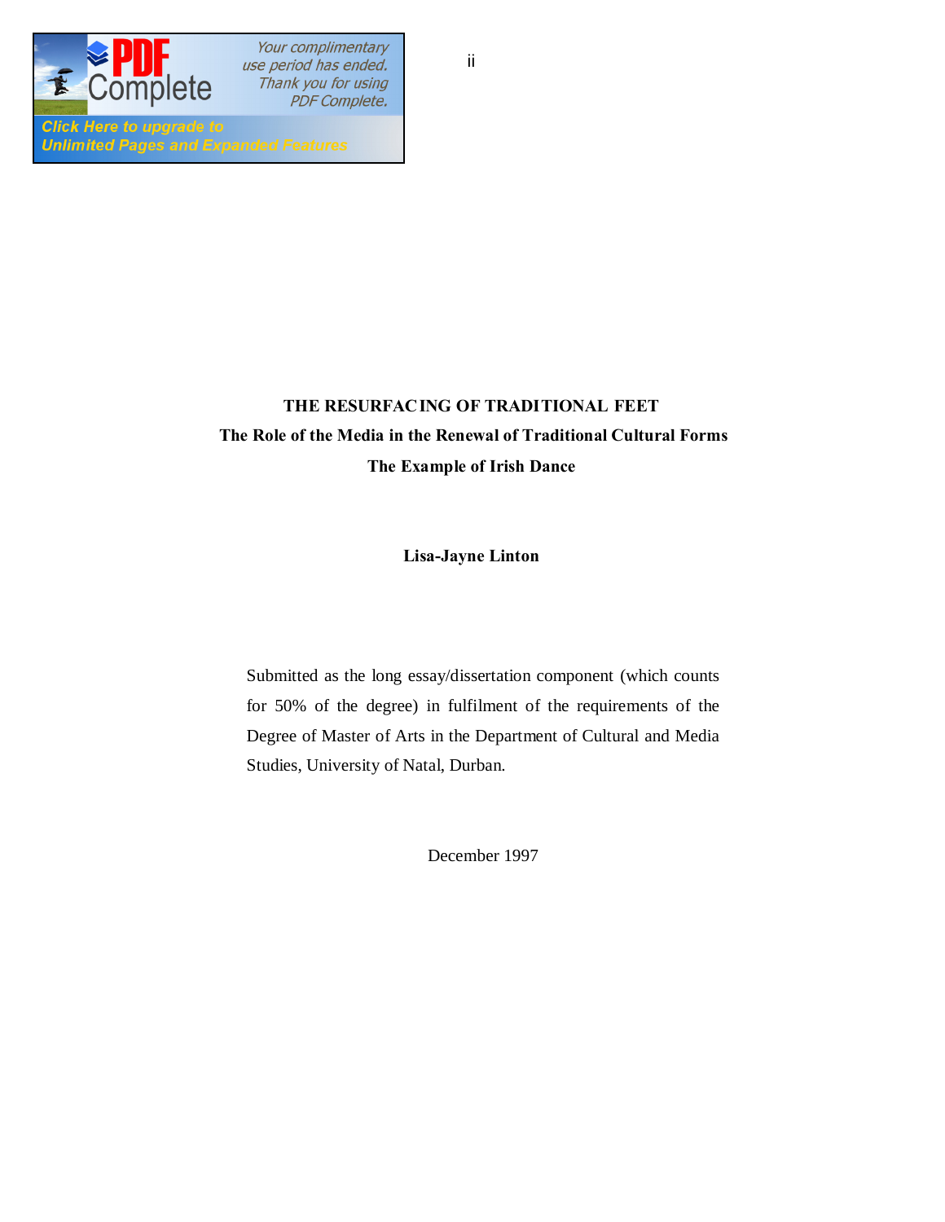**THE RESURFACING OF TRADITIONAL FEET**

**The Role of the Media in the Renewal of Traditional Cultural Forms**

**The Example of Irish Dance**

**Lisa-Jayne Linton**

Submitted as the long essay/dissertation component (which counts for 50% of the degree) in fulfilment of the requirements of the Degree of Master of Arts in the Department of Cultural and Media Studies, University of Natal, Durban.

December 1997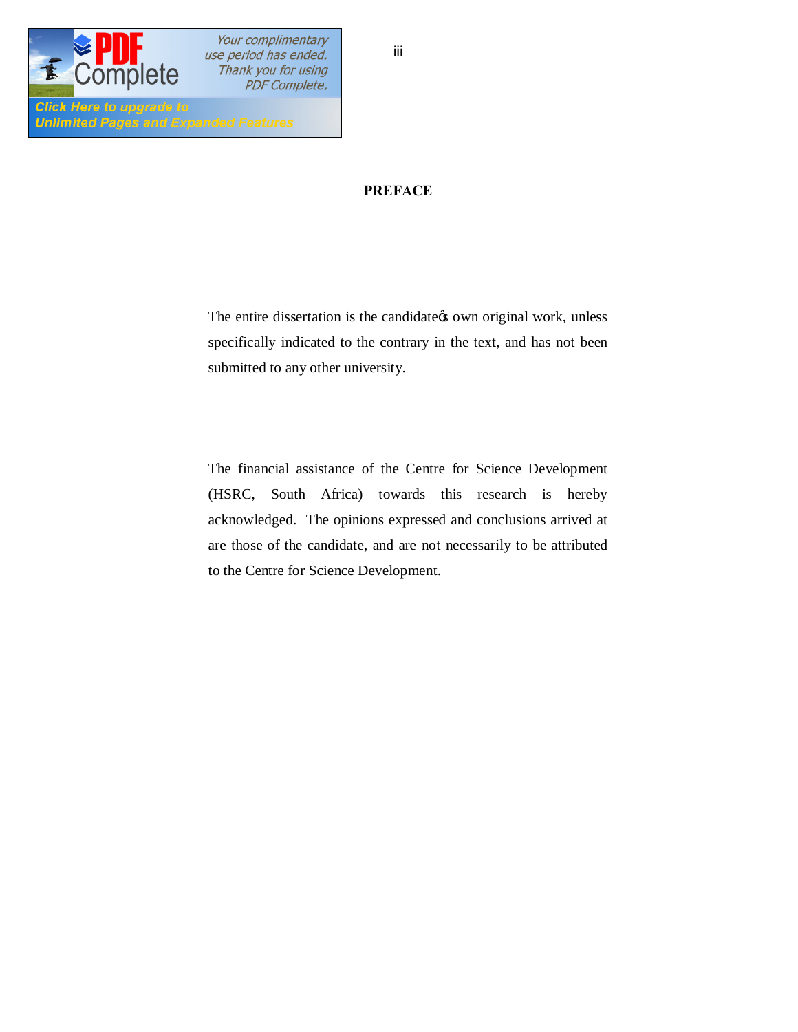# PREFACE

The entire dissertation is the candidate's own original work, unless specifically indicated to the contrary in the text, and has not been submitted to any other university.

The financial assistance of the Centre for Science Development (HSRC, South Africa) towards this research is hereby acknowledged. The opinions expressed and conclusions arrived at are those of the candidate, and are not necessarily to be attributed to the Centre for Science Development.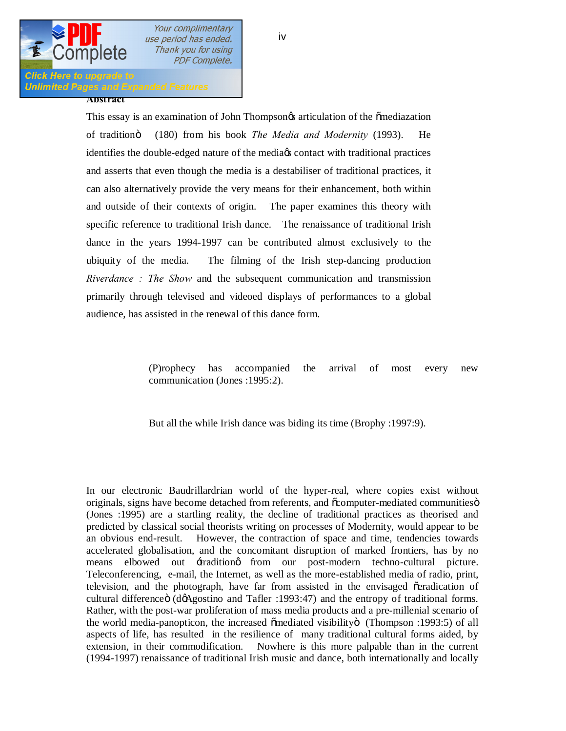## Abstract

This essay is an examination of John Thompson's articulation of the "mediazation of tradition" (180) from his book *The Media and Modernity* (1993). He identifies the double-edged nature of the media's contact with traditional practices and asserts that even though the media is a destabiliser of traditional practices, it can also alternatively provide the very means for their enhancement, both within and outside of their contexts of origin. The paper examines this theory with specific reference to traditional Irish dance. The renaissance of traditional Irish dance in the years 1994-1997 can be contributed almost exclusively to the ubiquity of the media. The filming of the Irish step-dancing production *Riverdance : The Show* and the subsequent communication and transmission primarily through televised and videoed displays of performances to a global audience, has assisted in the renewal of this dance form.

> (P)rophecy has accompanied the arrival of most every new communication (Jones :1995:2).

> But all the while Irish dance was biding its time (Brophy :1997:9).

In our electronic Baudrillardrian world of the hyper-real, where copies exist without originals, signs have become detached from referents, and "computer-mediated communities" (Jones :1995) are a startling reality, the decline of traditional practices as theorised and predicted by classical social theorists writing on processes of Modernity, would appear to be an obvious end-result. However, the contraction of space and time, tendencies towards accelerated globalisation, and the concomitant disruption of marked frontiers, has by no means elbowed out 'tradition' from our post-modern techno-cultural picture. Teleconferencing, e-mail, the Internet, as well as the more-established media of radio, print, television, and the photograph, have far from assisted in the envisaged "eradication of cultural difference" (d'Agostino and Tafler :1993:47) and the entropy of traditional forms. Rather, with the post-war proliferation of mass media products and a pre-millenial scenario of the world media-panopticon, the increased "mediated visibility" (Thompson :1993:5) of all aspects of life, has resulted in the resilience of many traditional cultural forms aided, by extension, in their commodification. Nowhere is this more palpable than in the current (1994-1997) renaissance of traditional Irish music and dance, both internationally and locally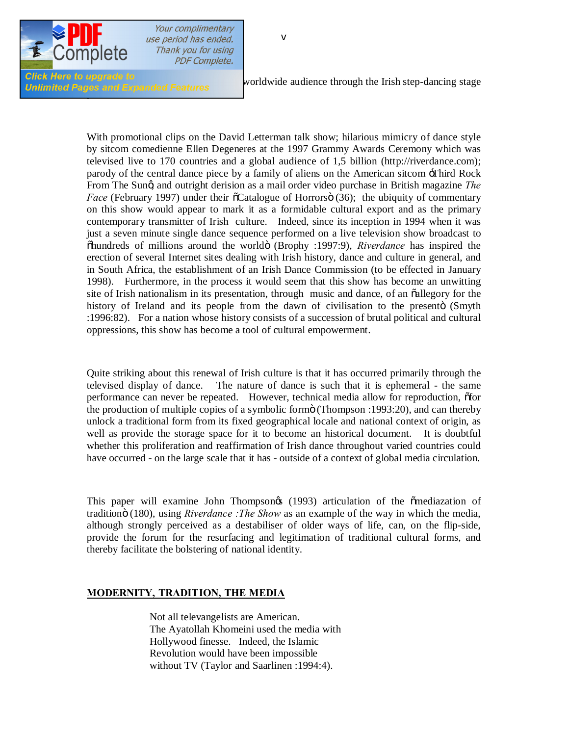worldwide audience through the Irish step-dancing stage

With promotional clips on the David Letterman talk show; hilarious mimicry of dance style by sitcom comedienne Ellen Degeneres at the 1997 Grammy Awards Ceremony which was televised live to 170 countries and a global audience of 1,5 billion (http://riverdance.com); parody of the central dance piece by a family of aliens on the American sitcom 'Third Rock From The Sun'; and outright derision as a mail order video purchase in British magazine *The Face* (February 1997) under their "Catalogue of Horrors" (36); the ubiquity of commentary on this show would appear to mark it as a formidable cultural export and as the primary contemporary transmitter of Irish culture. Indeed, since its inception in 1994 when it was just a seven minute single dance sequence performed on a live television show broadcast to "hundreds of millions around the world" (Brophy :1997:9), *Riverdance* has inspired the erection of several Internet sites dealing with Irish history, dance and culture in general, and in South Africa, the establishment of an Irish Dance Commission (to be effected in January 1998). Furthermore, in the process it would seem that this show has become an unwitting site of Irish nationalism in its presentation, through music and dance, of an "allegory for the history of Ireland and its people from the dawn of civilisation to the present" (Smyth :1996:82). For a nation whose history consists of a succession of brutal political and cultural oppressions, this show has become a tool of cultural empowerment.

Quite striking about this renewal of Irish culture is that it has occurred primarily through the televised display of dance. The nature of dance is such that it is ephemeral - the same performance can never be repeated. However, technical media allow for reproduction, "for the production of multiple copies of a symbolic form" (Thompson :1993:20), and can thereby unlock a traditional form from its fixed geographical locale and national context of origin, as well as provide the storage space for it to become an historical document. It is doubtful whether this proliferation and reaffirmation of Irish dance throughout varied countries could have occurred - on the large scale that it has - outside of a context of global media circulation.

This paper will examine John Thompson's (1993) articulation of the "mediazation of tradition" (180), using *Riverdance :The Show* as an example of the way in which the media, although strongly perceived as a destabiliser of older ways of life, can, on the flip-side, provide the forum for the resurfacing and legitimation of traditional cultural forms, and thereby facilitate the bolstering of national identity.

## MODERNITY, TRADITION, THE MEDIA

> Not all televangelists are American. The Ayatollah Khomeini used the media with Hollywood finesse. Indeed, the Islamic Revolution would have been impossible without TV (Taylor and Saarlinen :1994:4).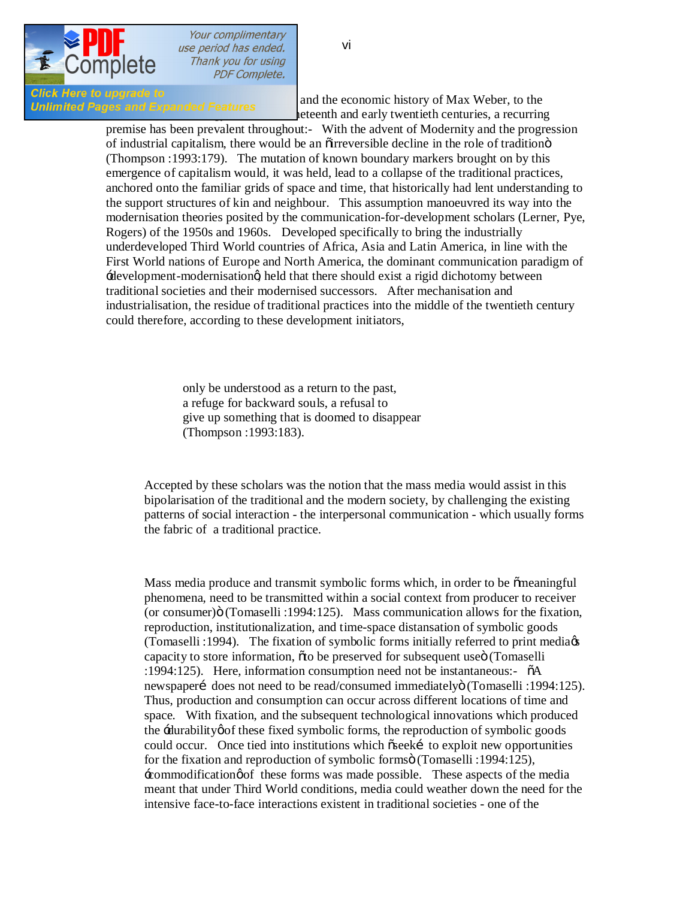and the economic history of Max Weber, to the ...neteenth and early twentieth centuries, a recurring premise has been prevalent throughout:- With the advent of Modernity and the progression of industrial capitalism, there would be an "irreversible decline in the role of tradition" (Thompson :1993:179). The mutation of known boundary markers brought on by this emergence of capitalism would, it was held, lead to a collapse of the traditional practices, anchored onto the familiar grids of space and time, that historically had lent understanding to the support structures of kin and neighbour. This assumption manoeuvred its way into the modernisation theories posited by the communication-for-development scholars (Lerner, Pye, Rogers) of the 1950s and 1960s. Developed specifically to bring the industrially underdeveloped Third World countries of Africa, Asia and Latin America, in line with the First World nations of Europe and North America, the dominant communication paradigm of 'development-modernisation' held that there should exist a rigid dichotomy between traditional societies and their modernised successors. After mechanisation and industrialisation, the residue of traditional practices into the middle of the twentieth century could therefore, according to these development initiators,

> only be understood as a return to the past,
> a refuge for backward souls, a refusal to
> give up something that is doomed to disappear
> (Thompson :1993:183).

Accepted by these scholars was the notion that the mass media would assist in this bipolarisation of the traditional and the modern society, by challenging the existing patterns of social interaction - the interpersonal communication - which usually forms the fabric of a traditional practice.

Mass media produce and transmit symbolic forms which, in order to be "meaningful phenomena, need to be transmitted within a social context from producer to receiver (or consumer)" (Tomaselli :1994:125). Mass communication allows for the fixation, reproduction, institutionalization, and time-space distansation of symbolic goods (Tomaselli :1994). The fixation of symbolic forms initially referred to print media's capacity to store information, "to be preserved for subsequent use" (Tomaselli :1994:125). Here, information consumption need not be instantaneous:- "A newspaper… does not need to be read/consumed immediately" (Tomaselli :1994:125). Thus, production and consumption can occur across different locations of time and space. With fixation, and the subsequent technological innovations which produced the 'durability' of these fixed symbolic forms, the reproduction of symbolic goods could occur. Once tied into institutions which "seek… to exploit new opportunities for the fixation and reproduction of symbolic forms" (Tomaselli :1994:125), 'commodification' of these forms was made possible. These aspects of the media meant that under Third World conditions, media could weather down the need for the intensive face-to-face interactions existent in traditional societies - one of the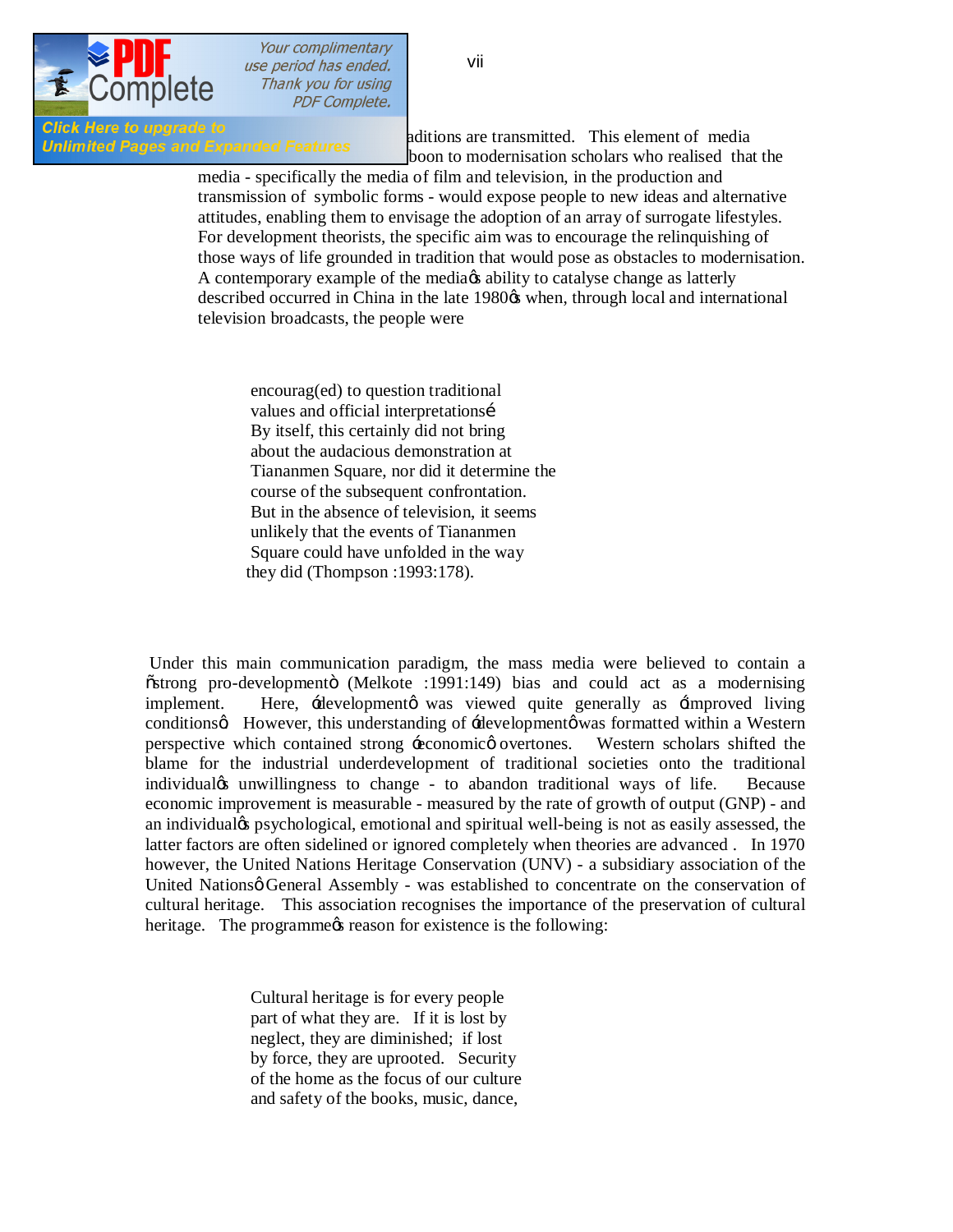aditions are transmitted. This element of media boon to modernisation scholars who realised that the media - specifically the media of film and television, in the production and transmission of symbolic forms - would expose people to new ideas and alternative attitudes, enabling them to envisage the adoption of an array of surrogate lifestyles. For development theorists, the specific aim was to encourage the relinquishing of those ways of life grounded in tradition that would pose as obstacles to modernisation. A contemporary example of the media's ability to catalyse change as latterly described occurred in China in the late 1980's when, through local and international television broadcasts, the people were

> encourag(ed) to question traditional values and official interpretations… By itself, this certainly did not bring about the audacious demonstration at Tiananmen Square, nor did it determine the course of the subsequent confrontation. But in the absence of television, it seems unlikely that the events of Tiananmen Square could have unfolded in the way they did (Thompson :1993:178).

Under this main communication paradigm, the mass media were believed to contain a "strong pro-development" (Melkote :1991:149) bias and could act as a modernising implement. Here, 'development' was viewed quite generally as 'improved living conditions'. However, this understanding of 'development' was formatted within a Western perspective which contained strong 'economic' overtones. Western scholars shifted the blame for the industrial underdevelopment of traditional societies onto the traditional individual's unwillingness to change - to abandon traditional ways of life. Because economic improvement is measurable - measured by the rate of growth of output (GNP) - and an individual's psychological, emotional and spiritual well-being is not as easily assessed, the latter factors are often sidelined or ignored completely when theories are advanced . In 1970 however, the United Nations Heritage Conservation (UNV) - a subsidiary association of the United Nations' General Assembly - was established to concentrate on the conservation of cultural heritage. This association recognises the importance of the preservation of cultural heritage. The programme's reason for existence is the following:

> Cultural heritage is for every people part of what they are. If it is lost by neglect, they are diminished; if lost by force, they are uprooted. Security of the home as the focus of our culture and safety of the books, music, dance,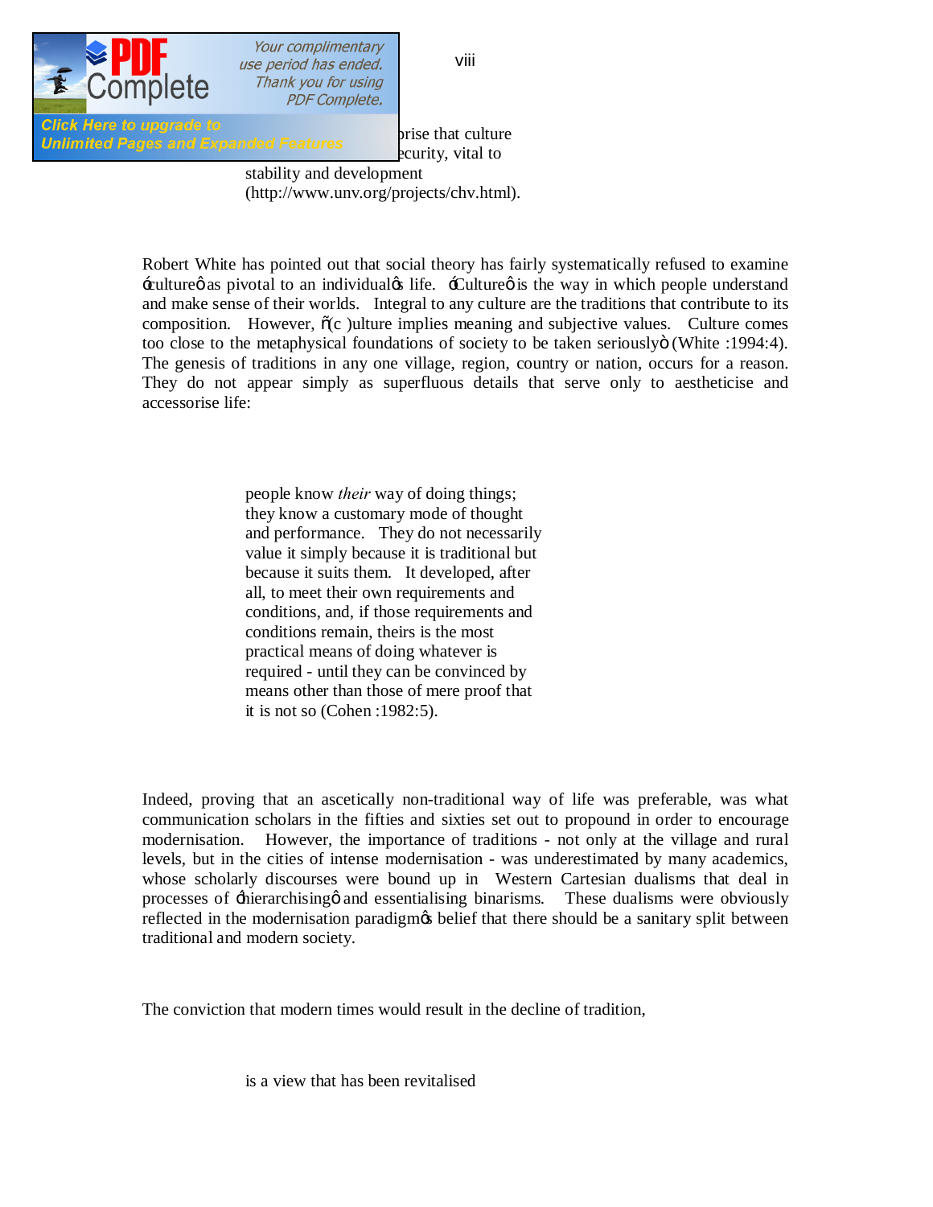prise that culture
ecurity, vital to
stability and development
(http://www.unv.org/projects/chv.html).

Robert White has pointed out that social theory has fairly systematically refused to examine 'culture' as pivotal to an individual's life. 'Culture' is the way in which people understand and make sense of their worlds. Integral to any culture are the traditions that contribute to its composition. However, "(c )ulture implies meaning and subjective values. Culture comes too close to the metaphysical foundations of society to be taken seriously" (White :1994:4). The genesis of traditions in any one village, region, country or nation, occurs for a reason. They do not appear simply as superfluous details that serve only to aestheticise and accessorise life:

> people know *their* way of doing things; they know a customary mode of thought and performance. They do not necessarily value it simply because it is traditional but because it suits them. It developed, after all, to meet their own requirements and conditions, and, if those requirements and conditions remain, theirs is the most practical means of doing whatever is required - until they can be convinced by means other than those of mere proof that it is not so (Cohen :1982:5).

Indeed, proving that an ascetically non-traditional way of life was preferable, was what communication scholars in the fifties and sixties set out to propound in order to encourage modernisation. However, the importance of traditions - not only at the village and rural levels, but in the cities of intense modernisation - was underestimated by many academics, whose scholarly discourses were bound up in Western Cartesian dualisms that deal in processes of 'hierarchising' and essentialising binarisms. These dualisms were obviously reflected in the modernisation paradigm's belief that there should be a sanitary split between traditional and modern society.

The conviction that modern times would result in the decline of tradition,

is a view that has been revitalised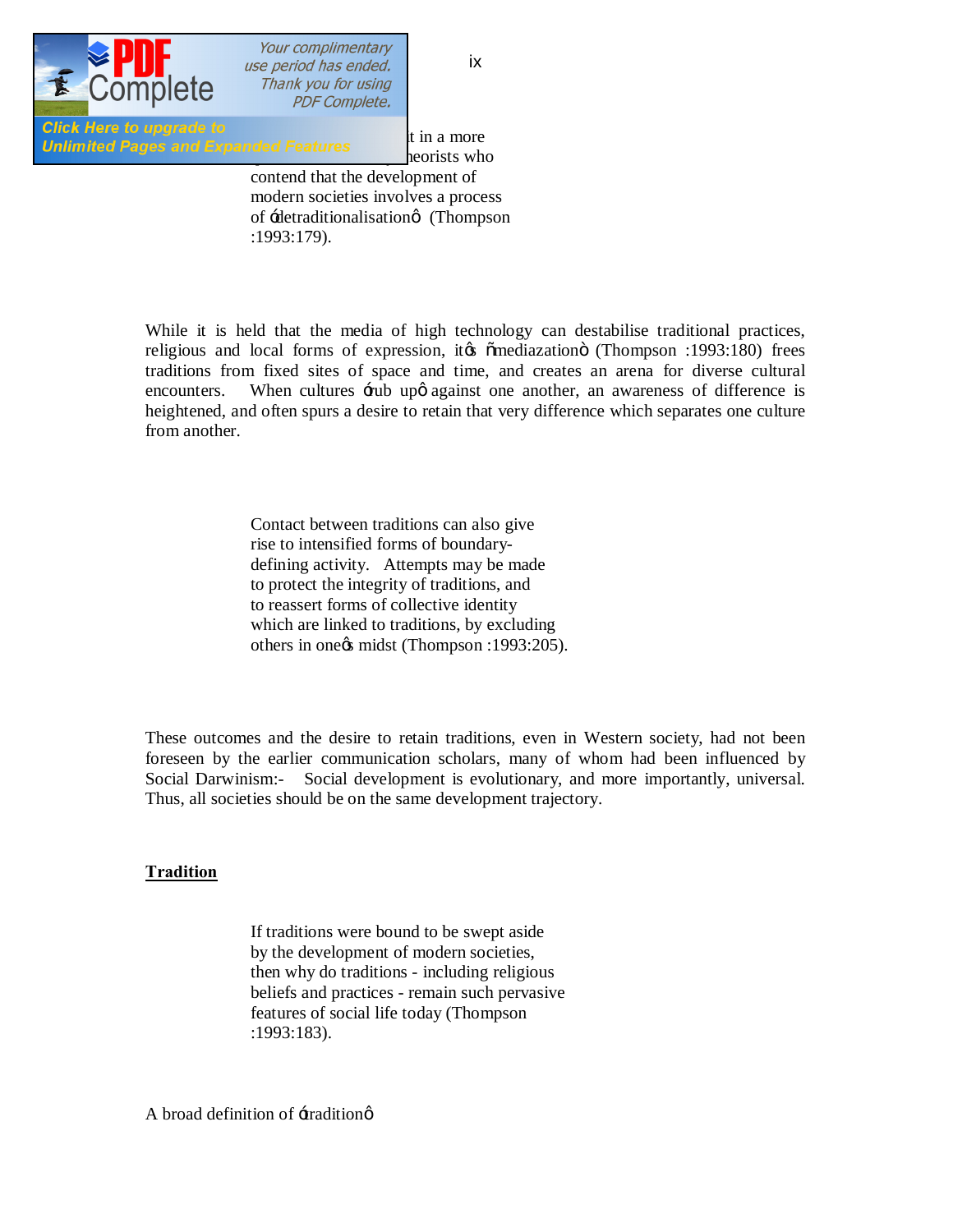t in a more
heorists who
contend that the development of
modern societies involves a process
of 'detraditionalisation' (Thompson
:1993:179).

While it is held that the media of high technology can destabilise traditional practices, religious and local forms of expression, it's "mediazation" (Thompson :1993:180) frees traditions from fixed sites of space and time, and creates an arena for diverse cultural encounters. When cultures 'rub up' against one another, an awareness of difference is heightened, and often spurs a desire to retain that very difference which separates one culture from another.

> Contact between traditions can also give rise to intensified forms of boundary-defining activity. Attempts may be made to protect the integrity of traditions, and to reassert forms of collective identity which are linked to traditions, by excluding others in one's midst (Thompson :1993:205).

These outcomes and the desire to retain traditions, even in Western society, had not been foreseen by the earlier communication scholars, many of whom had been influenced by Social Darwinism:- Social development is evolutionary, and more importantly, universal. Thus, all societies should be on the same development trajectory.

**Tradition**

> If traditions were bound to be swept aside by the development of modern societies, then why do traditions - including religious beliefs and practices - remain such pervasive features of social life today (Thompson :1993:183).

A broad definition of 'tradition'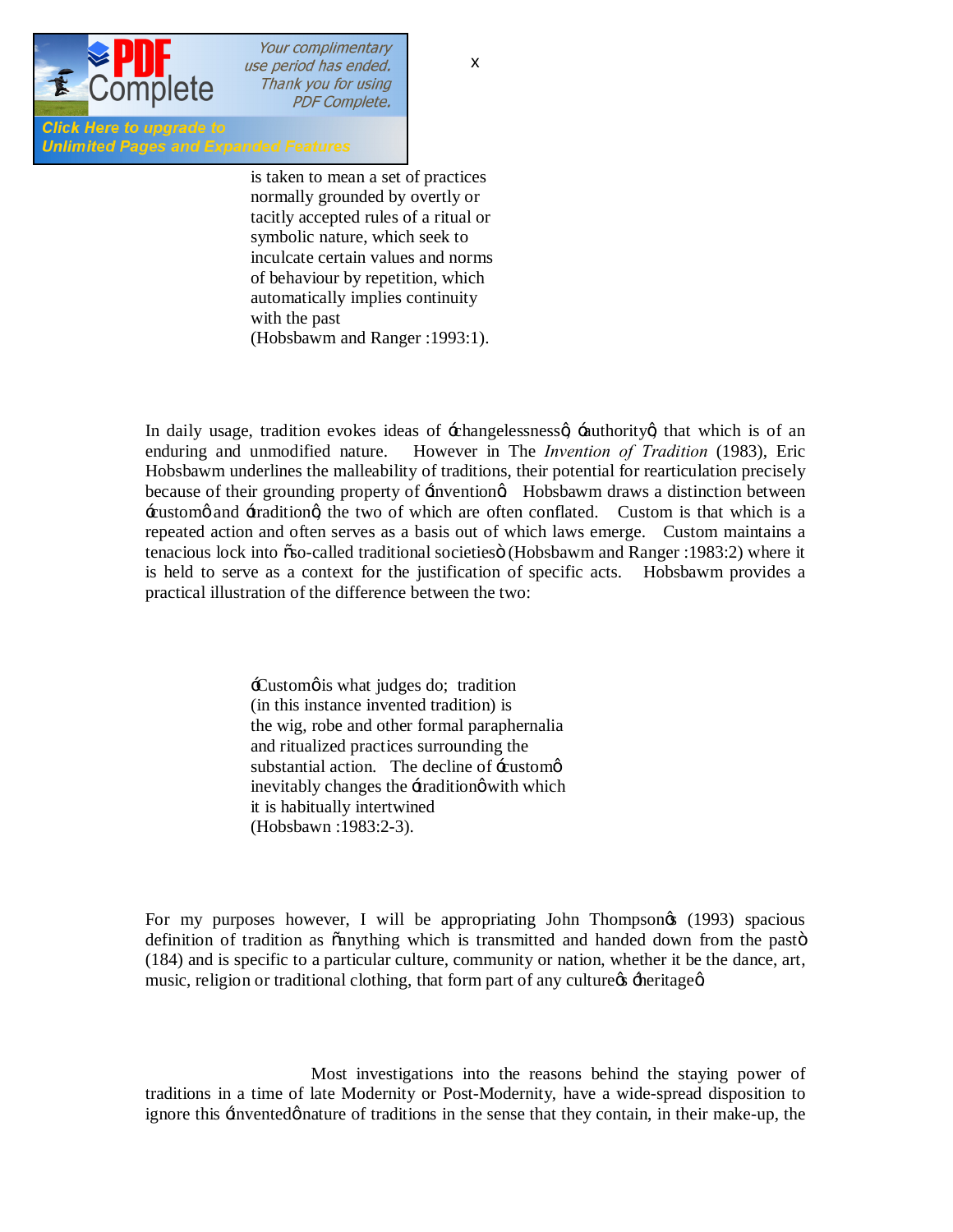> is taken to mean a set of practices normally grounded by overtly or tacitly accepted rules of a ritual or symbolic nature, which seek to inculcate certain values and norms of behaviour by repetition, which automatically implies continuity with the past (Hobsbawm and Ranger :1993:1).

In daily usage, tradition evokes ideas of 'changelessness', 'authority', that which is of an enduring and unmodified nature. However in The *Invention of Tradition* (1983), Eric Hobsbawm underlines the malleability of traditions, their potential for rearticulation precisely because of their grounding property of 'invention'. Hobsbawm draws a distinction between 'custom' and 'tradition', the two of which are often conflated. Custom is that which is a repeated action and often serves as a basis out of which laws emerge. Custom maintains a tenacious lock into "so-called traditional societies" (Hobsbawm and Ranger :1983:2) where it is held to serve as a context for the justification of specific acts. Hobsbawm provides a practical illustration of the difference between the two:

> 'Custom' is what judges do; tradition (in this instance invented tradition) is the wig, robe and other formal paraphernalia and ritualized practices surrounding the substantial action. The decline of 'custom' inevitably changes the 'tradition' with which it is habitually intertwined (Hobsbawn :1983:2-3).

For my purposes however, I will be appropriating John Thompson's (1993) spacious definition of tradition as "anything which is transmitted and handed down from the past" (184) and is specific to a particular culture, community or nation, whether it be the dance, art, music, religion or traditional clothing, that form part of any culture's 'heritage'.

Most investigations into the reasons behind the staying power of traditions in a time of late Modernity or Post-Modernity, have a wide-spread disposition to ignore this 'invented' nature of traditions in the sense that they contain, in their make-up, the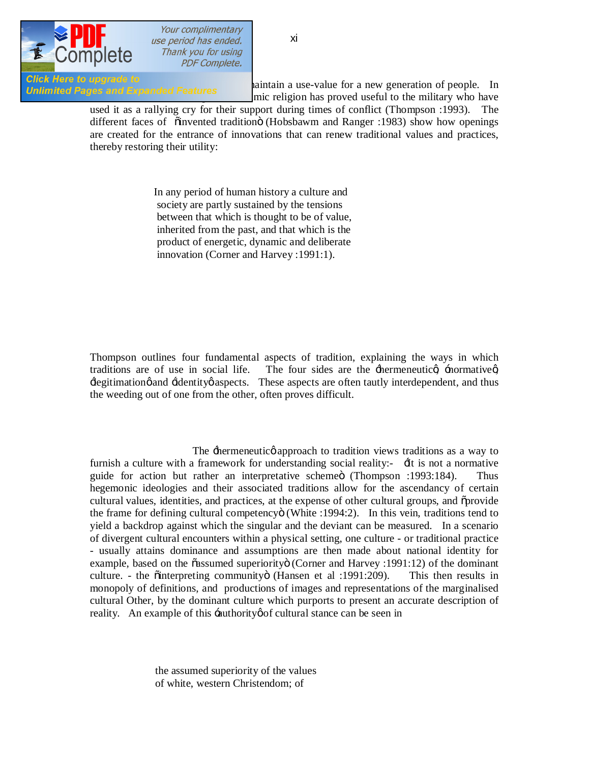aintain a use-value for a new generation of people. In mic religion has proved useful to the military who have used it as a rallying cry for their support during times of conflict (Thompson :1993). The different faces of "invented tradition" (Hobsbawm and Ranger :1983) show how openings are created for the entrance of innovations that can renew traditional values and practices, thereby restoring their utility:

> In any period of human history a culture and society are partly sustained by the tensions between that which is thought to be of value, inherited from the past, and that which is the product of energetic, dynamic and deliberate innovation (Corner and Harvey :1991:1).

Thompson outlines four fundamental aspects of tradition, explaining the ways in which traditions are of use in social life. The four sides are the 'hermeneutic', 'normative', 'legitimation' and 'identity' aspects. These aspects are often tautly interdependent, and thus the weeding out of one from the other, often proves difficult.

The 'hermeneutic' approach to tradition views traditions as a way to furnish a culture with a framework for understanding social reality:- 'it is not a normative guide for action but rather an interpretative scheme" (Thompson :1993:184). Thus hegemonic ideologies and their associated traditions allow for the ascendancy of certain cultural values, identities, and practices, at the expense of other cultural groups, and "provide the frame for defining cultural competency" (White :1994:2). In this vein, traditions tend to yield a backdrop against which the singular and the deviant can be measured. In a scenario of divergent cultural encounters within a physical setting, one culture - or traditional practice - usually attains dominance and assumptions are then made about national identity for example, based on the "assumed superiority" (Corner and Harvey :1991:12) of the dominant culture. - the "interpreting community" (Hansen et al :1991:209). This then results in monopoly of definitions, and productions of images and representations of the marginalised cultural Other, by the dominant culture which purports to present an accurate description of reality. An example of this 'authority' of cultural stance can be seen in

> the assumed superiority of the values of white, western Christendom; of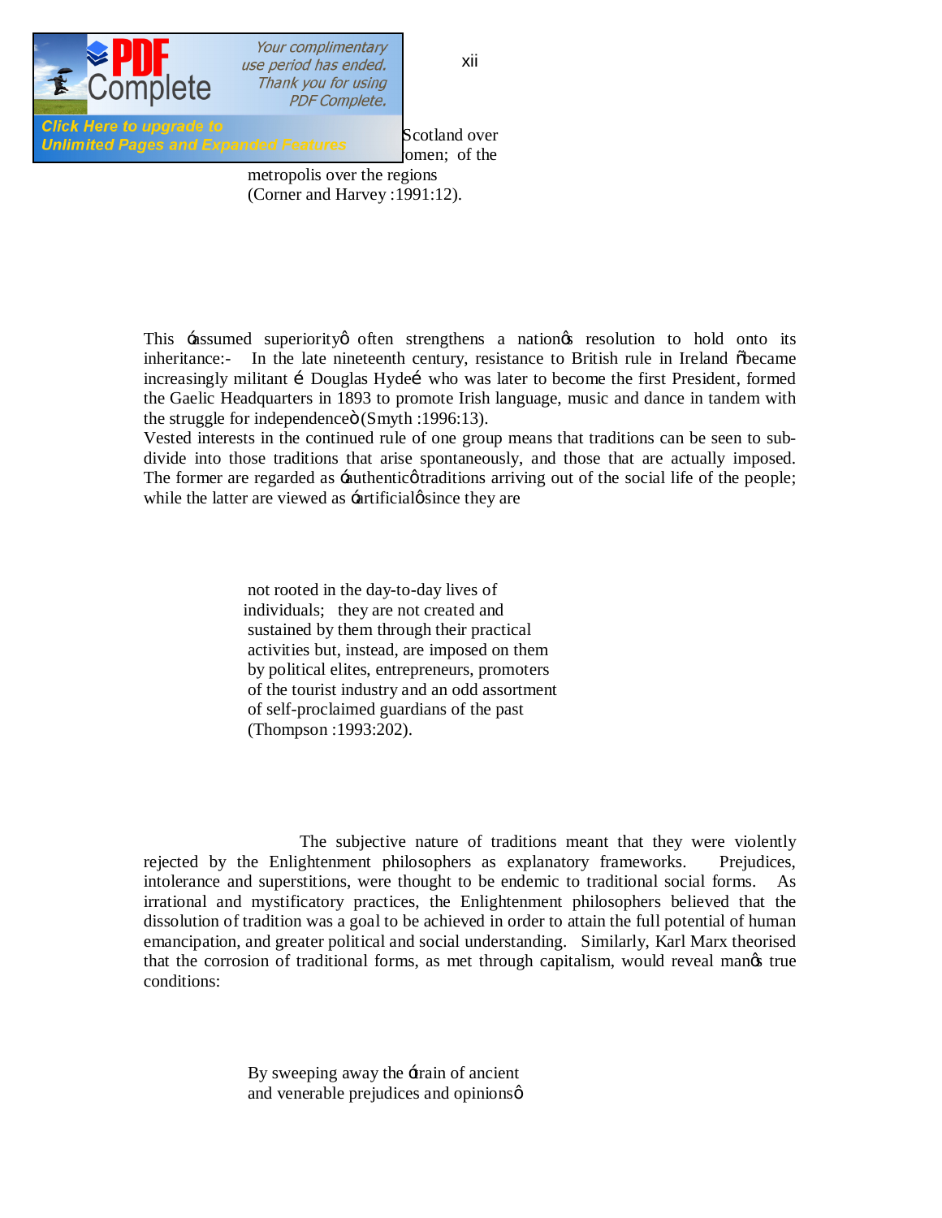Scotland over
omen; of the
metropolis over the regions
(Corner and Harvey :1991:12).

This 'assumed superiority' often strengthens a nation's resolution to hold onto its inheritance:- In the late nineteenth century, resistance to British rule in Ireland "became increasingly militant … Douglas Hyde… who was later to become the first President, formed the Gaelic Headquarters in 1893 to promote Irish language, music and dance in tandem with the struggle for independence" (Smyth :1996:13).

Vested interests in the continued rule of one group means that traditions can be seen to sub-divide into those traditions that arise spontaneously, and those that are actually imposed. The former are regarded as 'authentic' traditions arriving out of the social life of the people; while the latter are viewed as 'artificial' since they are

> not rooted in the day-to-day lives of individuals; they are not created and sustained by them through their practical activities but, instead, are imposed on them by political elites, entrepreneurs, promoters of the tourist industry and an odd assortment of self-proclaimed guardians of the past (Thompson :1993:202).

The subjective nature of traditions meant that they were violently rejected by the Enlightenment philosophers as explanatory frameworks. Prejudices, intolerance and superstitions, were thought to be endemic to traditional social forms. As irrational and mystificatory practices, the Enlightenment philosophers believed that the dissolution of tradition was a goal to be achieved in order to attain the full potential of human emancipation, and greater political and social understanding. Similarly, Karl Marx theorised that the corrosion of traditional forms, as met through capitalism, would reveal man's true conditions:

> By sweeping away the 'train of ancient and venerable prejudices and opinions'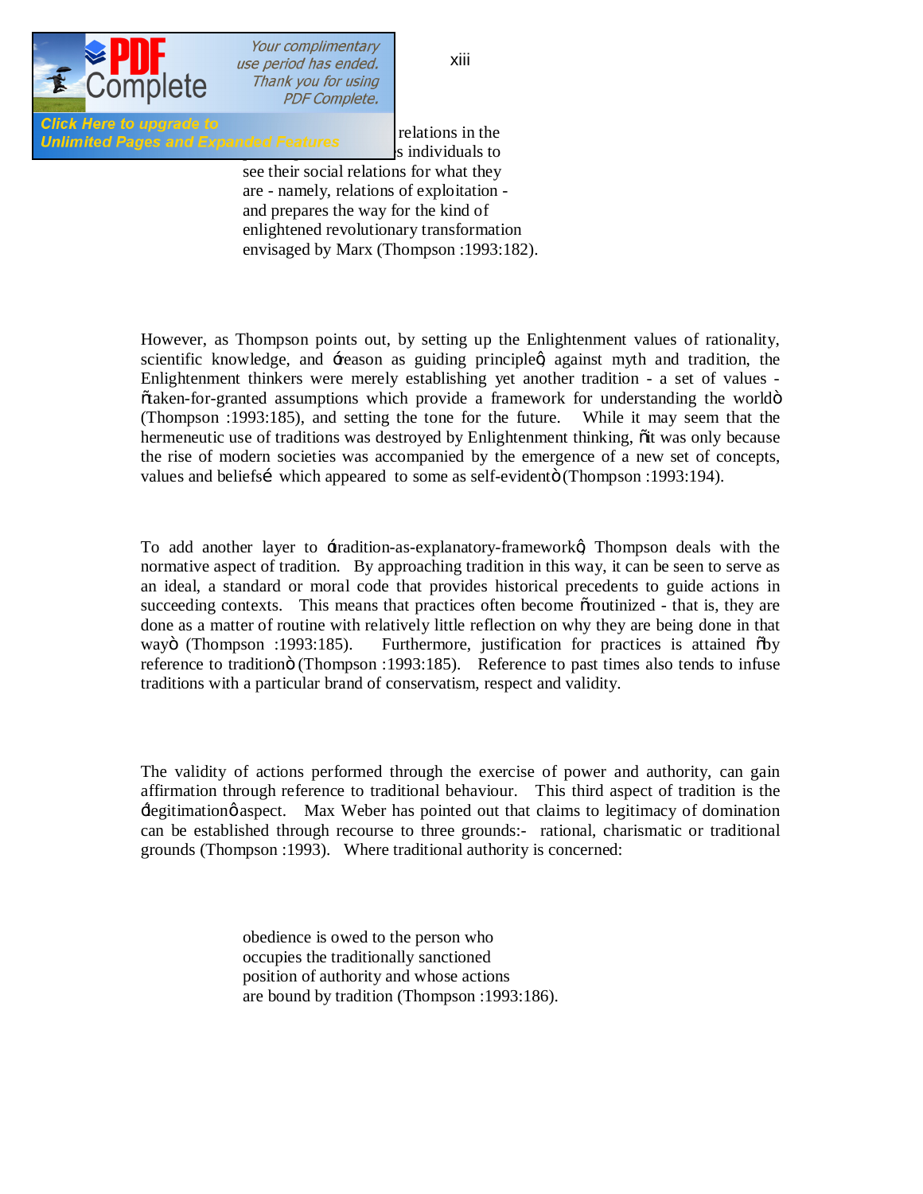relations in the
s individuals to
see their social relations for what they
are - namely, relations of exploitation -
and prepares the way for the kind of
enlightened revolutionary transformation
envisaged by Marx (Thompson :1993:182).

However, as Thompson points out, by setting up the Enlightenment values of rationality, scientific knowledge, and 'reason as guiding principle', against myth and tradition, the Enlightenment thinkers were merely establishing yet another tradition - a set of values - "taken-for-granted assumptions which provide a framework for understanding the world" (Thompson :1993:185), and setting the tone for the future. While it may seem that the hermeneutic use of traditions was destroyed by Enlightenment thinking, "it was only because the rise of modern societies was accompanied by the emergence of a new set of concepts, values and beliefs… which appeared to some as self-evident" (Thompson :1993:194).

To add another layer to 'tradition-as-explanatory-framework', Thompson deals with the normative aspect of tradition. By approaching tradition in this way, it can be seen to serve as an ideal, a standard or moral code that provides historical precedents to guide actions in succeeding contexts. This means that practices often become "routinized - that is, they are done as a matter of routine with relatively little reflection on why they are being done in that way" (Thompson :1993:185). Furthermore, justification for practices is attained "by reference to tradition" (Thompson :1993:185). Reference to past times also tends to infuse traditions with a particular brand of conservatism, respect and validity.

The validity of actions performed through the exercise of power and authority, can gain affirmation through reference to traditional behaviour. This third aspect of tradition is the 'legitimation' aspect. Max Weber has pointed out that claims to legitimacy of domination can be established through recourse to three grounds:- rational, charismatic or traditional grounds (Thompson :1993). Where traditional authority is concerned:

obedience is owed to the person who
occupies the traditionally sanctioned
position of authority and whose actions
are bound by tradition (Thompson :1993:186).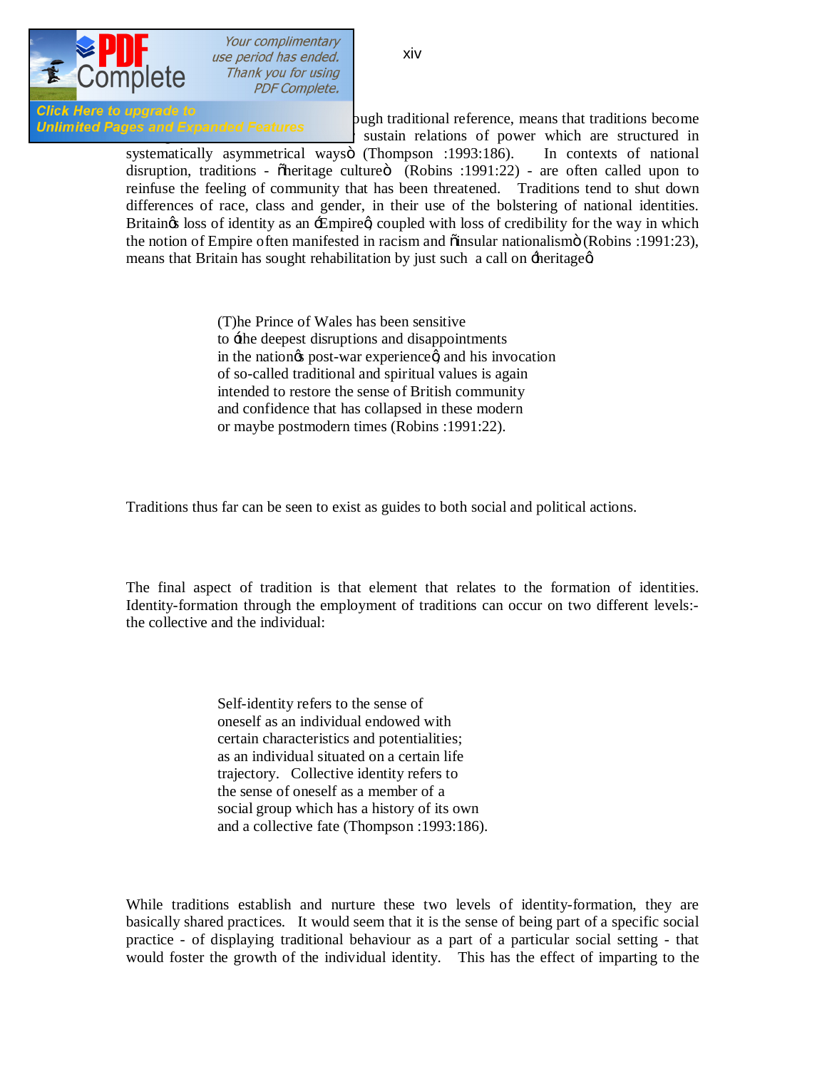ough traditional reference, means that traditions become sustain relations of power which are structured in systematically asymmetrical ways" (Thompson :1993:186). In contexts of national disruption, traditions - "heritage culture" (Robins :1991:22) - are often called upon to reinfuse the feeling of community that has been threatened. Traditions tend to shut down differences of race, class and gender, in their use of the bolstering of national identities. Britain's loss of identity as an 'Empire', coupled with loss of credibility for the way in which the notion of Empire often manifested in racism and "insular nationalism" (Robins :1991:23), means that Britain has sought rehabilitation by just such a call on 'heritage':

> (T)he Prince of Wales has been sensitive
> to 'the deepest disruptions and disappointments
> in the nation's post-war experience', and his invocation
> of so-called traditional and spiritual values is again
> intended to restore the sense of British community
> and confidence that has collapsed in these modern
> or maybe postmodern times (Robins :1991:22).

Traditions thus far can be seen to exist as guides to both social and political actions.

The final aspect of tradition is that element that relates to the formation of identities. Identity-formation through the employment of traditions can occur on two different levels:- the collective and the individual:

> Self-identity refers to the sense of
> oneself as an individual endowed with
> certain characteristics and potentialities;
> as an individual situated on a certain life
> trajectory. Collective identity refers to
> the sense of oneself as a member of a
> social group which has a history of its own
> and a collective fate (Thompson :1993:186).

While traditions establish and nurture these two levels of identity-formation, they are basically shared practices. It would seem that it is the sense of being part of a specific social practice - of displaying traditional behaviour as a part of a particular social setting - that would foster the growth of the individual identity. This has the effect of imparting to the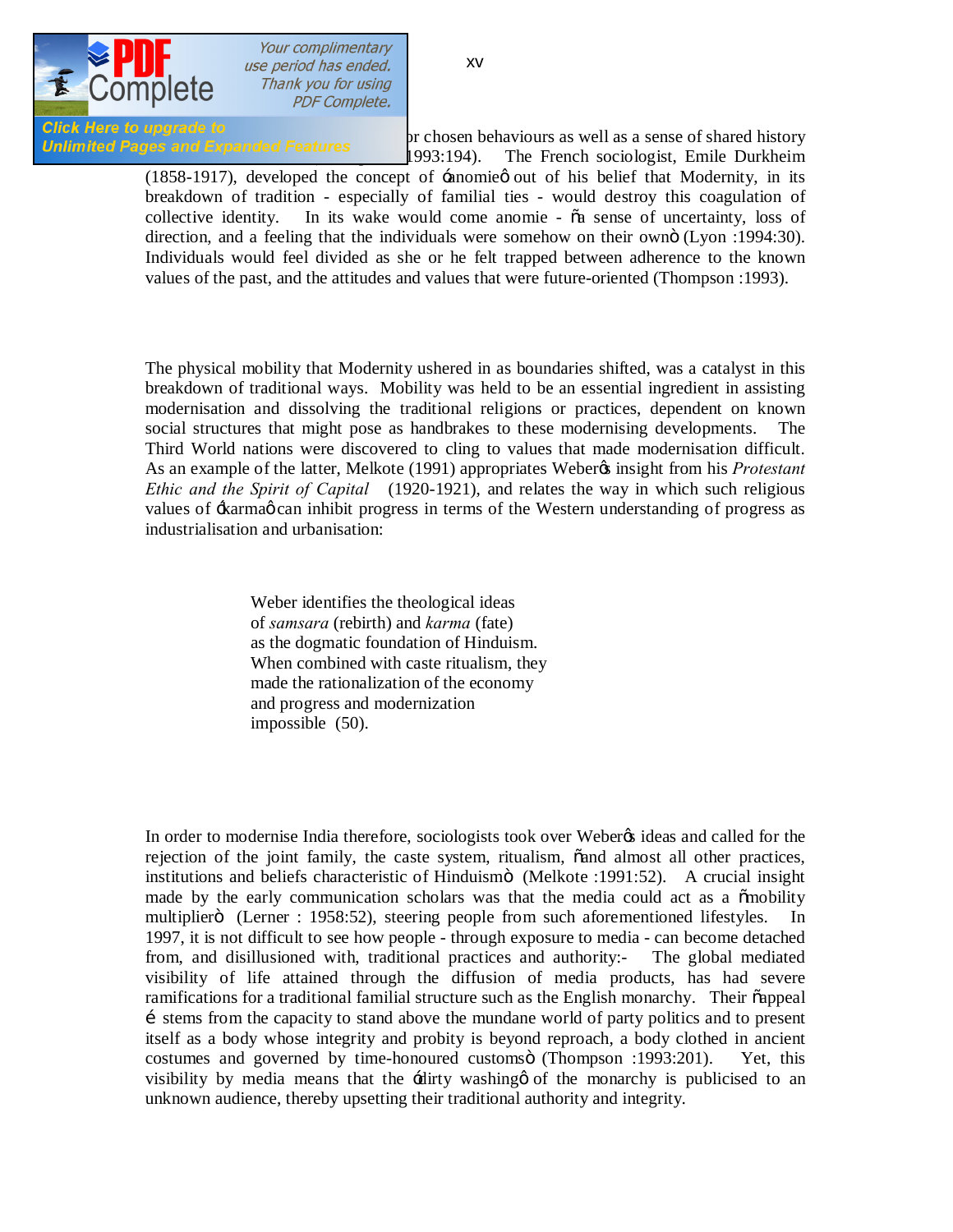...or chosen behaviours as well as a sense of shared history ...1993:194). The French sociologist, Emile Durkheim (1858-1917), developed the concept of 'anomie' out of his belief that Modernity, in its breakdown of tradition - especially of familial ties - would destroy this coagulation of collective identity. In its wake would come anomie - "a sense of uncertainty, loss of direction, and a feeling that the individuals were somehow on their own" (Lyon :1994:30). Individuals would feel divided as she or he felt trapped between adherence to the known values of the past, and the attitudes and values that were future-oriented (Thompson :1993).

The physical mobility that Modernity ushered in as boundaries shifted, was a catalyst in this breakdown of traditional ways. Mobility was held to be an essential ingredient in assisting modernisation and dissolving the traditional religions or practices, dependent on known social structures that might pose as handbrakes to these modernising developments. The Third World nations were discovered to cling to values that made modernisation difficult. As an example of the latter, Melkote (1991) appropriates Weber's insight from his *Protestant Ethic and the Spirit of Capital* (1920-1921), and relates the way in which such religious values of 'karma' can inhibit progress in terms of the Western understanding of progress as industrialisation and urbanisation:

> Weber identifies the theological ideas of *samsara* (rebirth) and *karma* (fate) as the dogmatic foundation of Hinduism. When combined with caste ritualism, they made the rationalization of the economy and progress and modernization impossible (50).

In order to modernise India therefore, sociologists took over Weber's ideas and called for the rejection of the joint family, the caste system, ritualism, "and almost all other practices, institutions and beliefs characteristic of Hinduism" (Melkote :1991:52). A crucial insight made by the early communication scholars was that the media could act as a "mobility multiplier" (Lerner : 1958:52), steering people from such aforementioned lifestyles. In 1997, it is not difficult to see how people - through exposure to media - can become detached from, and disillusioned with, traditional practices and authority:- The global mediated visibility of life attained through the diffusion of media products, has had severe ramifications for a traditional familial structure such as the English monarchy. Their "appeal … stems from the capacity to stand above the mundane world of party politics and to present itself as a body whose integrity and probity is beyond reproach, a body clothed in ancient costumes and governed by time-honoured customs" (Thompson :1993:201). Yet, this visibility by media means that the 'dirty washing' of the monarchy is publicised to an unknown audience, thereby upsetting their traditional authority and integrity.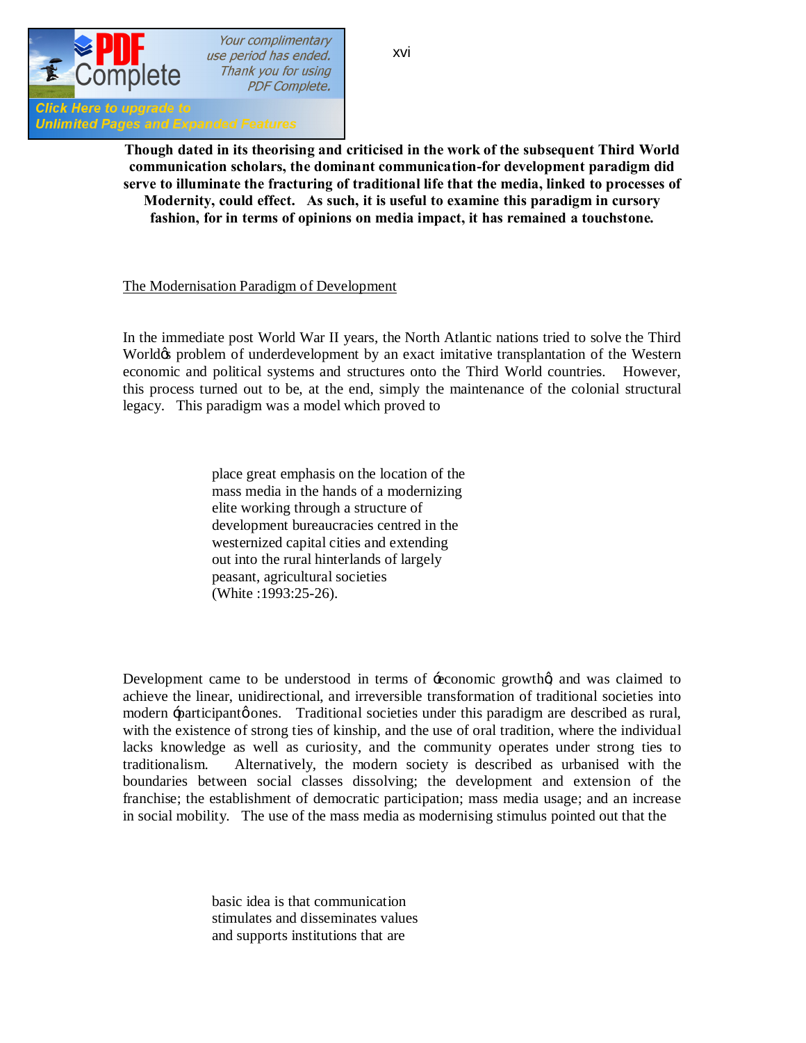**Though dated in its theorising and criticised in the work of the subsequent Third World communication scholars, the dominant communication-for development paradigm did serve to illuminate the fracturing of traditional life that the media, linked to processes of Modernity, could effect. As such, it is useful to examine this paradigm in cursory fashion, for in terms of opinions on media impact, it has remained a touchstone.**

<u>The Modernisation Paradigm of Development</u>

In the immediate post World War II years, the North Atlantic nations tried to solve the Third World's problem of underdevelopment by an exact imitative transplantation of the Western economic and political systems and structures onto the Third World countries. However, this process turned out to be, at the end, simply the maintenance of the colonial structural legacy. This paradigm was a model which proved to

> place great emphasis on the location of the mass media in the hands of a modernizing elite working through a structure of development bureaucracies centred in the westernized capital cities and extending out into the rural hinterlands of largely peasant, agricultural societies (White :1993:25-26).

Development came to be understood in terms of 'economic growth', and was claimed to achieve the linear, unidirectional, and irreversible transformation of traditional societies into modern 'participant' ones. Traditional societies under this paradigm are described as rural, with the existence of strong ties of kinship, and the use of oral tradition, where the individual lacks knowledge as well as curiosity, and the community operates under strong ties to traditionalism. Alternatively, the modern society is described as urbanised with the boundaries between social classes dissolving; the development and extension of the franchise; the establishment of democratic participation; mass media usage; and an increase in social mobility. The use of the mass media as modernising stimulus pointed out that the

> basic idea is that communication stimulates and disseminates values and supports institutions that are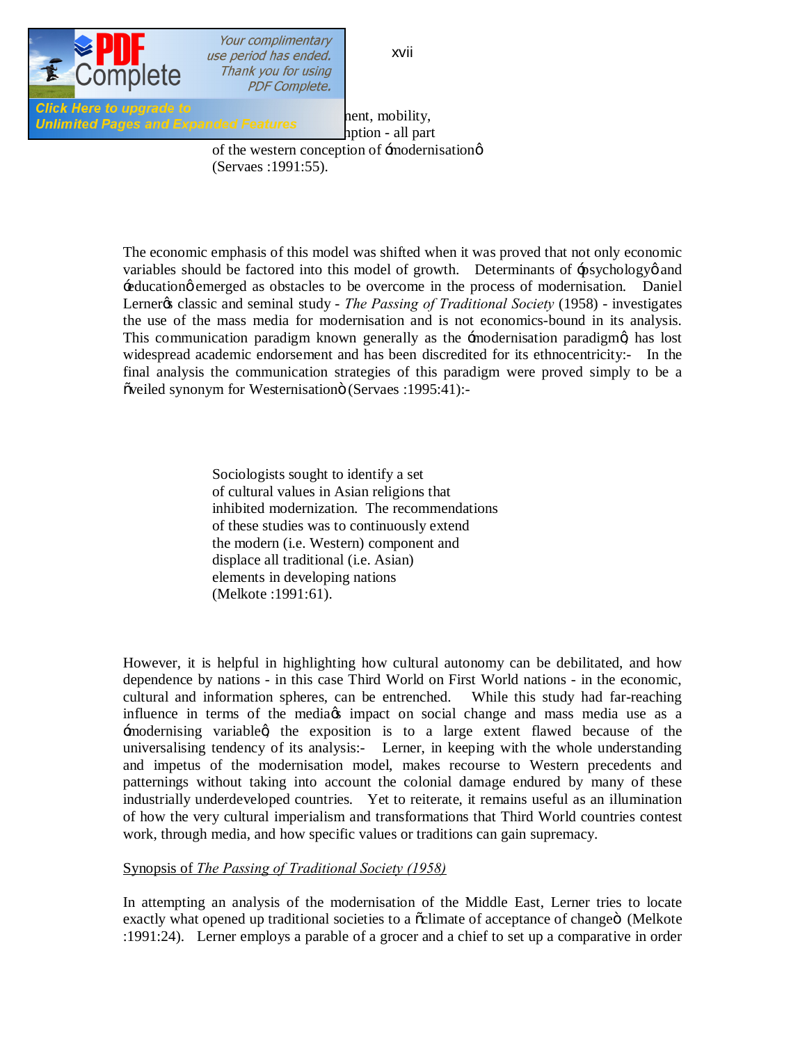...ment, mobility, ...mption - all part of the western conception of 'modernisation' (Servaes :1991:55).

The economic emphasis of this model was shifted when it was proved that not only economic variables should be factored into this model of growth. Determinants of 'psychology' and 'education' emerged as obstacles to be overcome in the process of modernisation. Daniel Lerner's classic and seminal study - *The Passing of Traditional Society* (1958) - investigates the use of the mass media for modernisation and is not economics-bound in its analysis. This communication paradigm known generally as the 'modernisation paradigm', has lost widespread academic endorsement and has been discredited for its ethnocentricity:- In the final analysis the communication strategies of this paradigm were proved simply to be a "veiled synonym for Westernisation" (Servaes :1995:41):-

> Sociologists sought to identify a set of cultural values in Asian religions that inhibited modernization. The recommendations of these studies was to continuously extend the modern (i.e. Western) component and displace all traditional (i.e. Asian) elements in developing nations (Melkote :1991:61).

However, it is helpful in highlighting how cultural autonomy can be debilitated, and how dependence by nations - in this case Third World on First World nations - in the economic, cultural and information spheres, can be entrenched. While this study had far-reaching influence in terms of the media's impact on social change and mass media use as a 'modernising variable', the exposition is to a large extent flawed because of the universalising tendency of its analysis:- Lerner, in keeping with the whole understanding and impetus of the modernisation model, makes recourse to Western precedents and patternings without taking into account the colonial damage endured by many of these industrially underdeveloped countries. Yet to reiterate, it remains useful as an illumination of how the very cultural imperialism and transformations that Third World countries contest work, through media, and how specific values or traditions can gain supremacy.

Synopsis of *The Passing of Traditional Society (1958)*

In attempting an analysis of the modernisation of the Middle East, Lerner tries to locate exactly what opened up traditional societies to a "climate of acceptance of change" (Melkote :1991:24). Lerner employs a parable of a grocer and a chief to set up a comparative in order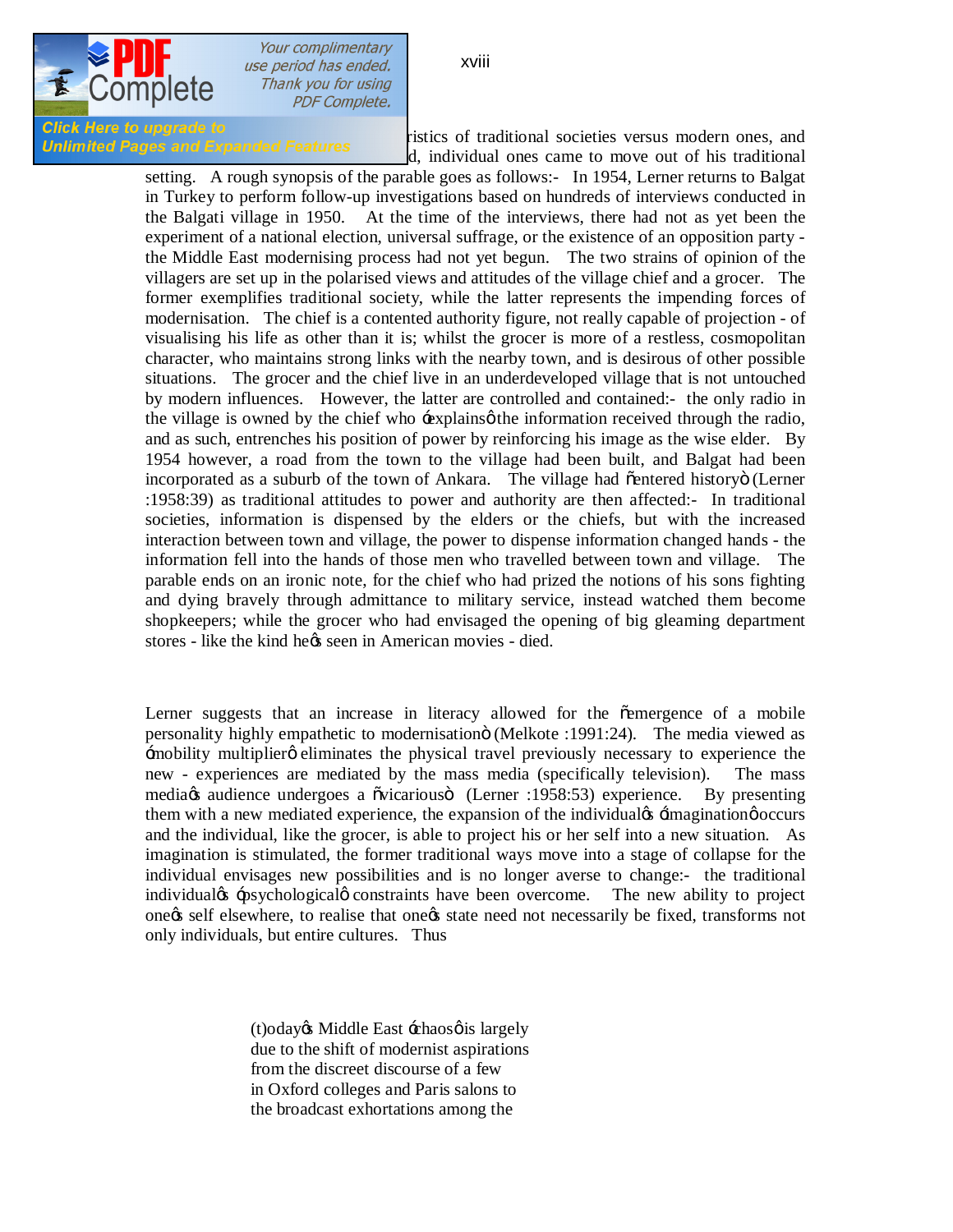ristics of traditional societies versus modern ones, and d, individual ones came to move out of his traditional setting. A rough synopsis of the parable goes as follows:- In 1954, Lerner returns to Balgat in Turkey to perform follow-up investigations based on hundreds of interviews conducted in the Balgati village in 1950. At the time of the interviews, there had not as yet been the experiment of a national election, universal suffrage, or the existence of an opposition party - the Middle East modernising process had not yet begun. The two strains of opinion of the villagers are set up in the polarised views and attitudes of the village chief and a grocer. The former exemplifies traditional society, while the latter represents the impending forces of modernisation. The chief is a contented authority figure, not really capable of projection - of visualising his life as other than it is; whilst the grocer is more of a restless, cosmopolitan character, who maintains strong links with the nearby town, and is desirous of other possible situations. The grocer and the chief live in an underdeveloped village that is not untouched by modern influences. However, the latter are controlled and contained:- the only radio in the village is owned by the chief who 'explains' the information received through the radio, and as such, entrenches his position of power by reinforcing his image as the wise elder. By 1954 however, a road from the town to the village had been built, and Balgat had been incorporated as a suburb of the town of Ankara. The village had "entered history" (Lerner :1958:39) as traditional attitudes to power and authority are then affected:- In traditional societies, information is dispensed by the elders or the chiefs, but with the increased interaction between town and village, the power to dispense information changed hands - the information fell into the hands of those men who travelled between town and village. The parable ends on an ironic note, for the chief who had prized the notions of his sons fighting and dying bravely through admittance to military service, instead watched them become shopkeepers; while the grocer who had envisaged the opening of big gleaming department stores - like the kind he's seen in American movies - died.

Lerner suggests that an increase in literacy allowed for the "emergence of a mobile personality highly empathetic to modernisation" (Melkote :1991:24). The media viewed as 'mobility multiplier' eliminates the physical travel previously necessary to experience the new - experiences are mediated by the mass media (specifically television). The mass media's audience undergoes a "vicarious" (Lerner :1958:53) experience. By presenting them with a new mediated experience, the expansion of the individual's 'imagination' occurs and the individual, like the grocer, is able to project his or her self into a new situation. As imagination is stimulated, the former traditional ways move into a stage of collapse for the individual envisages new possibilities and is no longer averse to change:- the traditional individual's 'psychological' constraints have been overcome. The new ability to project one's self elsewhere, to realise that one's state need not necessarily be fixed, transforms not only individuals, but entire cultures. Thus

> (t)oday's Middle East 'chaos' is largely
> due to the shift of modernist aspirations
> from the discreet discourse of a few
> in Oxford colleges and Paris salons to
> the broadcast exhortations among the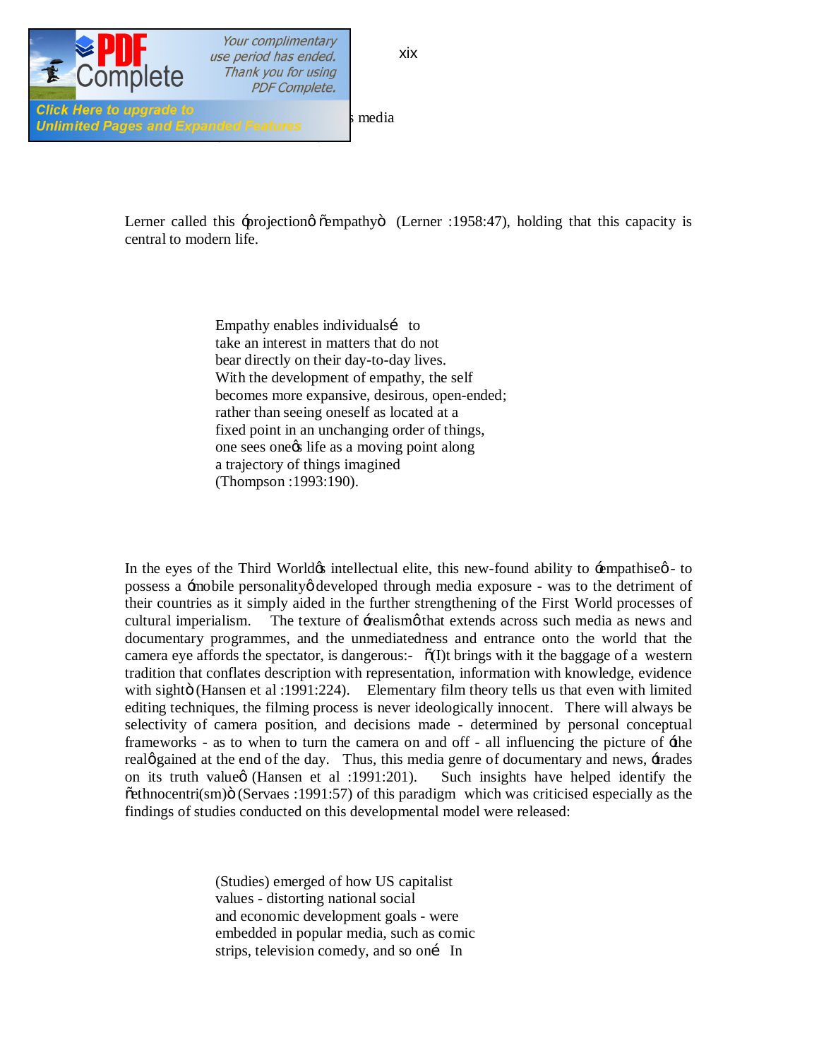Lerner called this 'projection' "empathy" (Lerner :1958:47), holding that this capacity is central to modern life.

> Empathy enables individuals… to take an interest in matters that do not bear directly on their day-to-day lives. With the development of empathy, the self becomes more expansive, desirous, open-ended; rather than seeing oneself as located at a fixed point in an unchanging order of things, one sees one's life as a moving point along a trajectory of things imagined (Thompson :1993:190).

In the eyes of the Third World's intellectual elite, this new-found ability to 'empathise' - to possess a 'mobile personality' developed through media exposure - was to the detriment of their countries as it simply aided in the further strengthening of the First World processes of cultural imperialism. The texture of 'realism' that extends across such media as news and documentary programmes, and the unmediatedness and entrance onto the world that the camera eye affords the spectator, is dangerous:- "(I)t brings with it the baggage of a western tradition that conflates description with representation, information with knowledge, evidence with sight" (Hansen et al :1991:224). Elementary film theory tells us that even with limited editing techniques, the filming process is never ideologically innocent. There will always be selectivity of camera position, and decisions made - determined by personal conceptual frameworks - as to when to turn the camera on and off - all influencing the picture of 'the real' gained at the end of the day. Thus, this media genre of documentary and news, 'trades on its truth value' (Hansen et al :1991:201). Such insights have helped identify the "ethnocentri(sm)" (Servaes :1991:57) of this paradigm which was criticised especially as the findings of studies conducted on this developmental model were released:

> (Studies) emerged of how US capitalist values - distorting national social and economic development goals - were embedded in popular media, such as comic strips, television comedy, and so on… In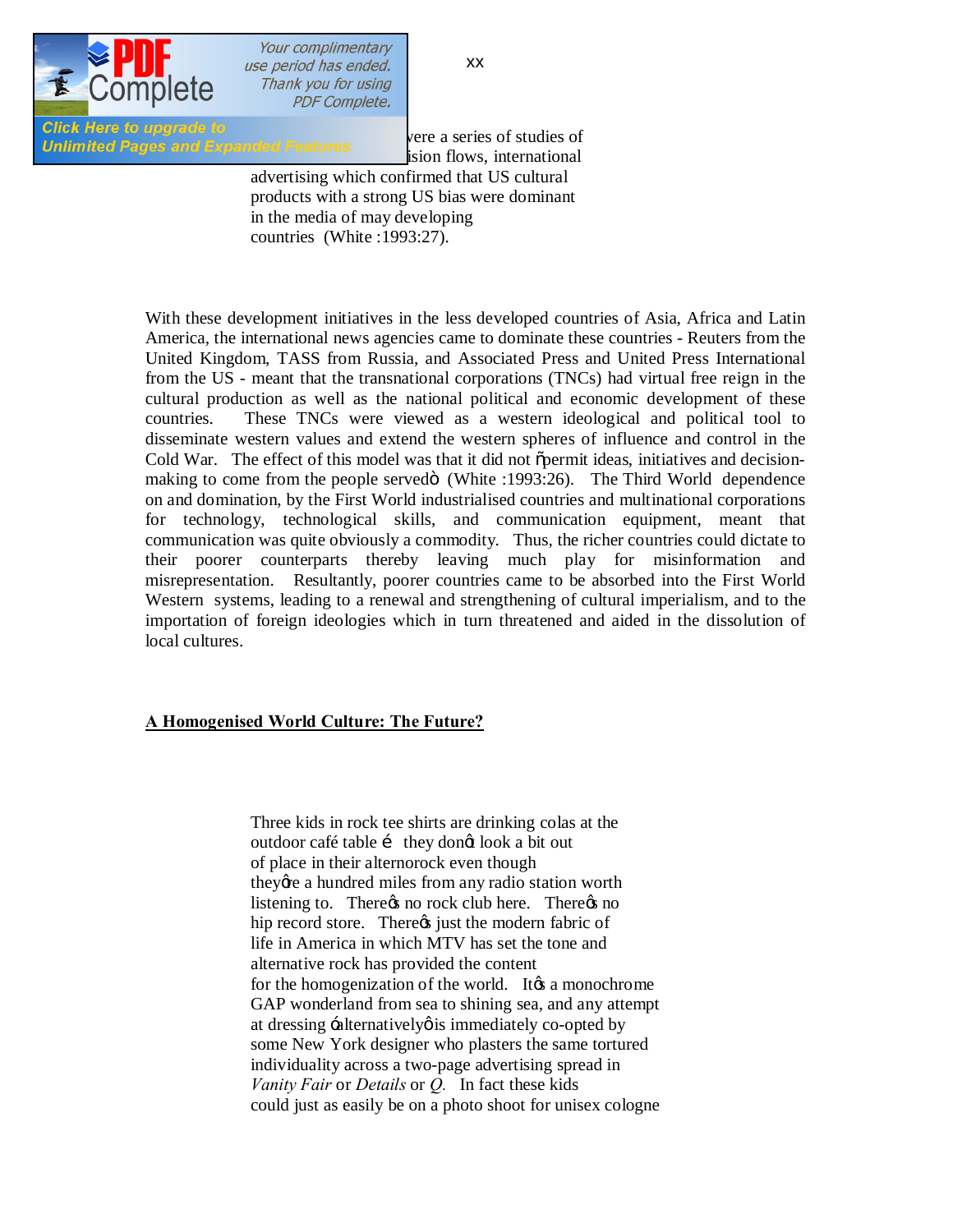were a series of studies of ision flows, international advertising which confirmed that US cultural products with a strong US bias were dominant in the media of may developing countries (White :1993:27).

With these development initiatives in the less developed countries of Asia, Africa and Latin America, the international news agencies came to dominate these countries - Reuters from the United Kingdom, TASS from Russia, and Associated Press and United Press International from the US - meant that the transnational corporations (TNCs) had virtual free reign in the cultural production as well as the national political and economic development of these countries. These TNCs were viewed as a western ideological and political tool to disseminate western values and extend the western spheres of influence and control in the Cold War. The effect of this model was that it did not "permit ideas, initiatives and decision-making to come from the people served" (White :1993:26). The Third World dependence on and domination, by the First World industrialised countries and multinational corporations for technology, technological skills, and communication equipment, meant that communication was quite obviously a commodity. Thus, the richer countries could dictate to their poorer counterparts thereby leaving much play for misinformation and misrepresentation. Resultantly, poorer countries came to be absorbed into the First World Western systems, leading to a renewal and strengthening of cultural imperialism, and to the importation of foreign ideologies which in turn threatened and aided in the dissolution of local cultures.

## A Homogenised World Culture: The Future?

> Three kids in rock tee shirts are drinking colas at the outdoor café table … they don't look a bit out of place in their alternorock even though they're a hundred miles from any radio station worth listening to. There's no rock club here. There's no hip record store. There's just the modern fabric of life in America in which MTV has set the tone and alternative rock has provided the content for the homogenization of the world. It's a monochrome GAP wonderland from sea to shining sea, and any attempt at dressing 'alternatively' is immediately co-opted by some New York designer who plasters the same tortured individuality across a two-page advertising spread in *Vanity Fair* or *Details* or *Q*. In fact these kids could just as easily be on a photo shoot for unisex cologne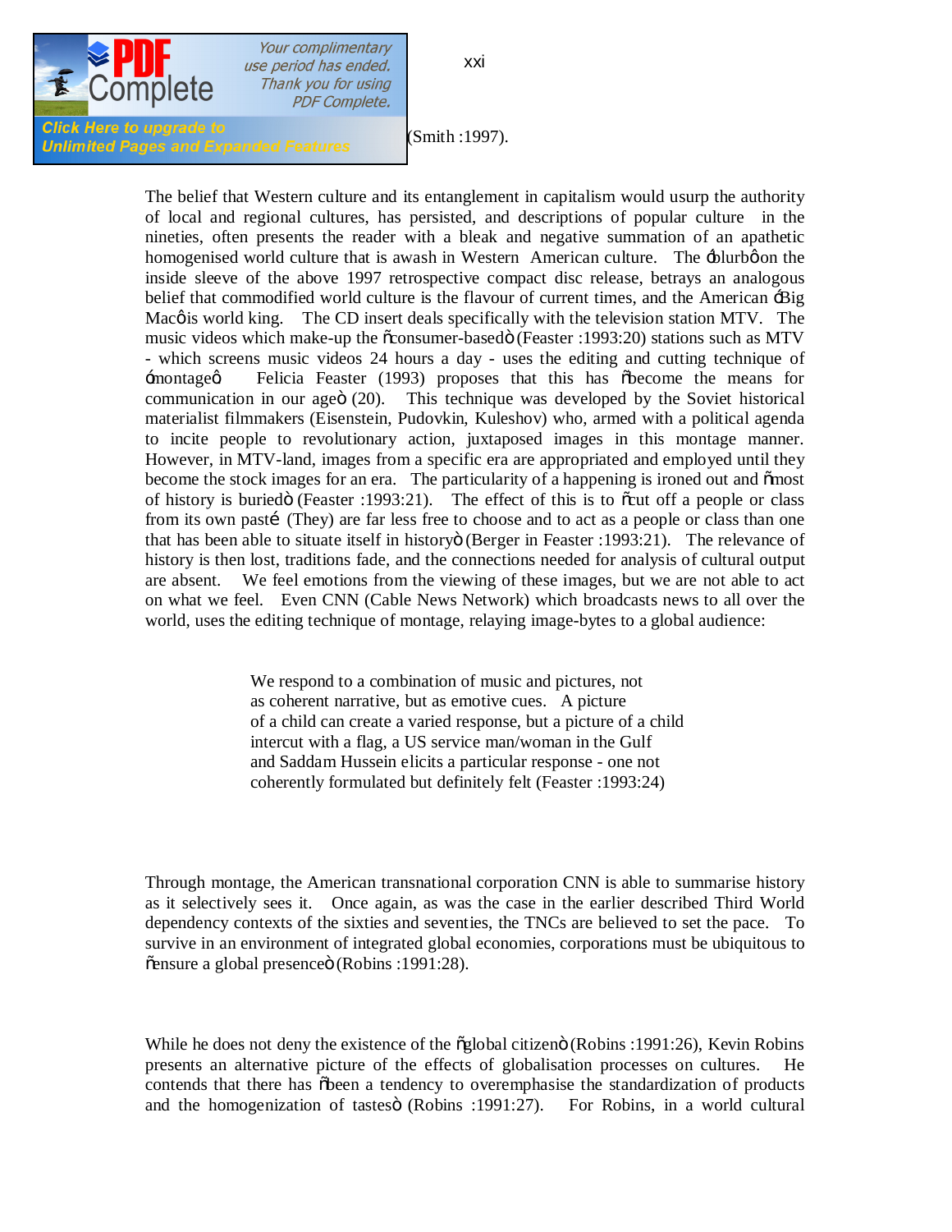(Smith :1997).

The belief that Western culture and its entanglement in capitalism would usurp the authority of local and regional cultures, has persisted, and descriptions of popular culture in the nineties, often presents the reader with a bleak and negative summation of an apathetic homogenised world culture that is awash in Western American culture. The 'blurb' on the inside sleeve of the above 1997 retrospective compact disc release, betrays an analogous belief that commodified world culture is the flavour of current times, and the American 'Big Mac' is world king. The CD insert deals specifically with the television station MTV. The music videos which make-up the "consumer-based" (Feaster :1993:20) stations such as MTV - which screens music videos 24 hours a day - uses the editing and cutting technique of 'montage'. Felicia Feaster (1993) proposes that this has "become the means for communication in our age" (20). This technique was developed by the Soviet historical materialist filmmakers (Eisenstein, Pudovkin, Kuleshov) who, armed with a political agenda to incite people to revolutionary action, juxtaposed images in this montage manner. However, in MTV-land, images from a specific era are appropriated and employed until they become the stock images for an era. The particularity of a happening is ironed out and "most of history is buried" (Feaster :1993:21). The effect of this is to "cut off a people or class from its own past… (They) are far less free to choose and to act as a people or class than one that has been able to situate itself in history" (Berger in Feaster :1993:21). The relevance of history is then lost, traditions fade, and the connections needed for analysis of cultural output are absent. We feel emotions from the viewing of these images, but we are not able to act on what we feel. Even CNN (Cable News Network) which broadcasts news to all over the world, uses the editing technique of montage, relaying image-bytes to a global audience:

> We respond to a combination of music and pictures, not as coherent narrative, but as emotive cues. A picture of a child can create a varied response, but a picture of a child intercut with a flag, a US service man/woman in the Gulf and Saddam Hussein elicits a particular response - one not coherently formulated but definitely felt (Feaster :1993:24)

Through montage, the American transnational corporation CNN is able to summarise history as it selectively sees it. Once again, as was the case in the earlier described Third World dependency contexts of the sixties and seventies, the TNCs are believed to set the pace. To survive in an environment of integrated global economies, corporations must be ubiquitous to "ensure a global presence" (Robins :1991:28).

While he does not deny the existence of the "global citizen" (Robins :1991:26), Kevin Robins presents an alternative picture of the effects of globalisation processes on cultures. He contends that there has "been a tendency to overemphasise the standardization of products and the homogenization of tastes" (Robins :1991:27). For Robins, in a world cultural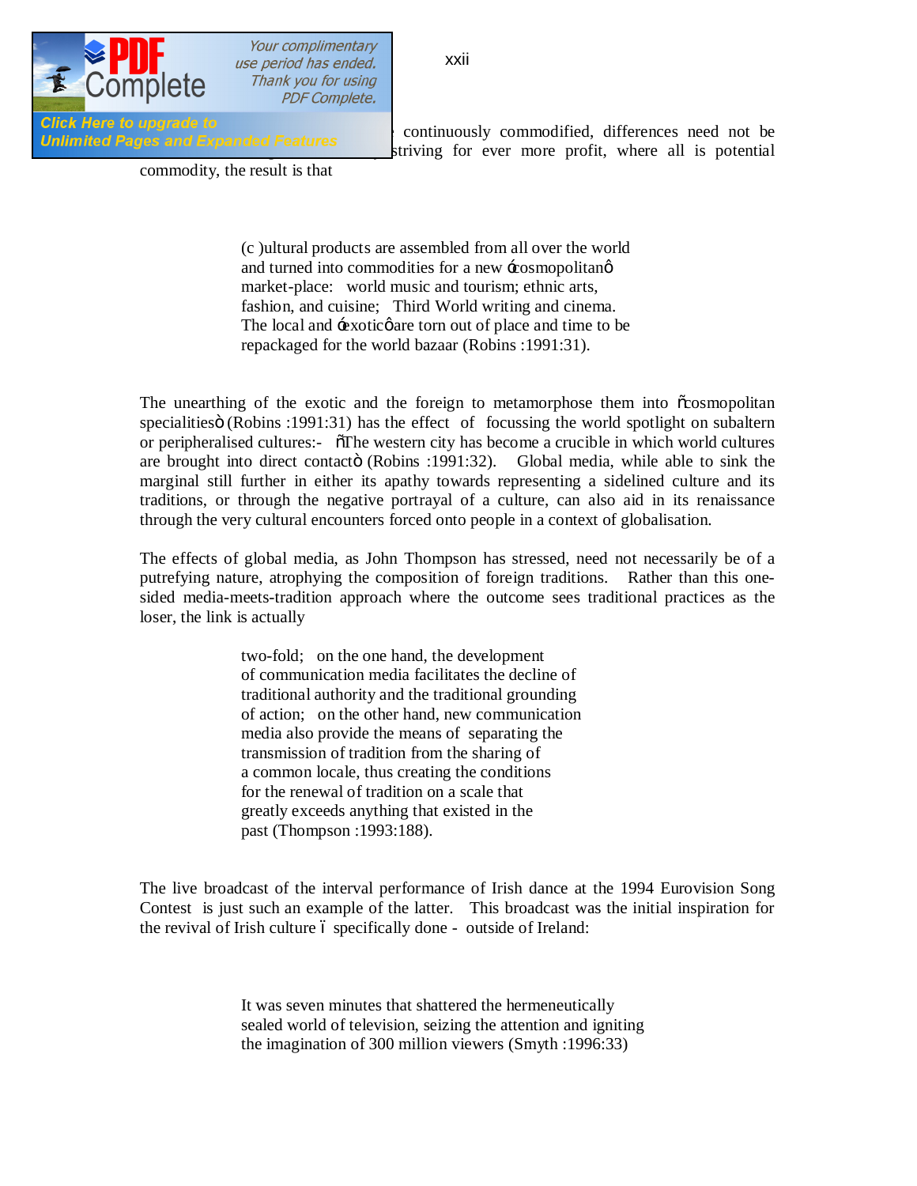continuously commodified, differences need not be striving for ever more profit, where all is potential commodity, the result is that

> (c )ultural products are assembled from all over the world and turned into commodities for a new 'cosmopolitan' market-place: world music and tourism; ethnic arts, fashion, and cuisine; Third World writing and cinema. The local and 'exotic' are torn out of place and time to be repackaged for the world bazaar (Robins :1991:31).

The unearthing of the exotic and the foreign to metamorphose them into "cosmopolitan specialities" (Robins :1991:31) has the effect of focussing the world spotlight on subaltern or peripheralised cultures:- "The western city has become a crucible in which world cultures are brought into direct contact" (Robins :1991:32). Global media, while able to sink the marginal still further in either its apathy towards representing a sidelined culture and its traditions, or through the negative portrayal of a culture, can also aid in its renaissance through the very cultural encounters forced onto people in a context of globalisation.

The effects of global media, as John Thompson has stressed, need not necessarily be of a putrefying nature, atrophying the composition of foreign traditions. Rather than this one-sided media-meets-tradition approach where the outcome sees traditional practices as the loser, the link is actually

> two-fold; on the one hand, the development of communication media facilitates the decline of traditional authority and the traditional grounding of action; on the other hand, new communication media also provide the means of separating the transmission of tradition from the sharing of a common locale, thus creating the conditions for the renewal of tradition on a scale that greatly exceeds anything that existed in the past (Thompson :1993:188).

The live broadcast of the interval performance of Irish dance at the 1994 Eurovision Song Contest is just such an example of the latter. This broadcast was the initial inspiration for the revival of Irish culture – specifically done - outside of Ireland:

> It was seven minutes that shattered the hermeneutically sealed world of television, seizing the attention and igniting the imagination of 300 million viewers (Smyth :1996:33)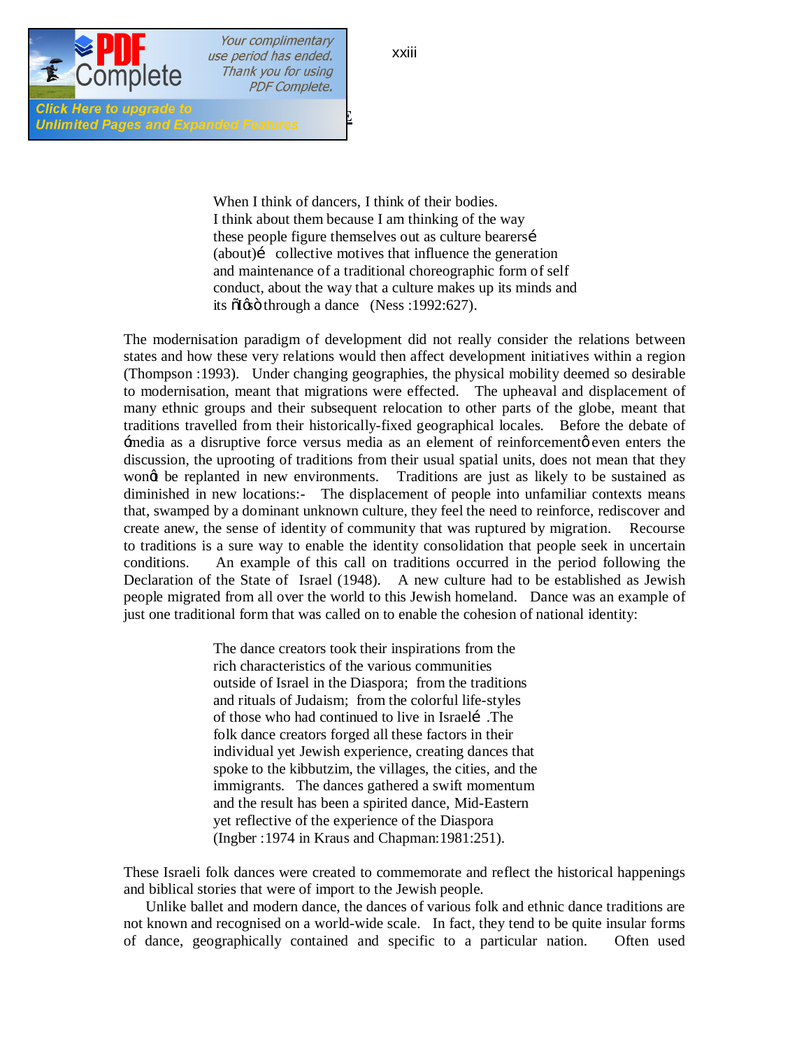> When I think of dancers, I think of their bodies.
> I think about them because I am thinking of the way
> these people figure themselves out as culture bearers…
> (about)… collective motives that influence the generation
> and maintenance of a traditional choreographic form of self
> conduct, about the way that a culture makes up its minds and
> its "I's" through a dance (Ness :1992:627).

The modernisation paradigm of development did not really consider the relations between states and how these very relations would then affect development initiatives within a region (Thompson :1993). Under changing geographies, the physical mobility deemed so desirable to modernisation, meant that migrations were effected. The upheaval and displacement of many ethnic groups and their subsequent relocation to other parts of the globe, meant that traditions travelled from their historically-fixed geographical locales. Before the debate of 'media as a disruptive force versus media as an element of reinforcement' even enters the discussion, the uprooting of traditions from their usual spatial units, does not mean that they won't be replanted in new environments. Traditions are just as likely to be sustained as diminished in new locations:- The displacement of people into unfamiliar contexts means that, swamped by a dominant unknown culture, they feel the need to reinforce, rediscover and create anew, the sense of identity of community that was ruptured by migration. Recourse to traditions is a sure way to enable the identity consolidation that people seek in uncertain conditions. An example of this call on traditions occurred in the period following the Declaration of the State of Israel (1948). A new culture had to be established as Jewish people migrated from all over the world to this Jewish homeland. Dance was an example of just one traditional form that was called on to enable the cohesion of national identity:

> The dance creators took their inspirations from the
> rich characteristics of the various communities
> outside of Israel in the Diaspora; from the traditions
> and rituals of Judaism; from the colorful life-styles
> of those who had continued to live in Israel… .The
> folk dance creators forged all these factors in their
> individual yet Jewish experience, creating dances that
> spoke to the kibbutzim, the villages, the cities, and the
> immigrants. The dances gathered a swift momentum
> and the result has been a spirited dance, Mid-Eastern
> yet reflective of the experience of the Diaspora
> (Ingber :1974 in Kraus and Chapman:1981:251).

These Israeli folk dances were created to commemorate and reflect the historical happenings and biblical stories that were of import to the Jewish people.

Unlike ballet and modern dance, the dances of various folk and ethnic dance traditions are not known and recognised on a world-wide scale. In fact, they tend to be quite insular forms of dance, geographically contained and specific to a particular nation. Often used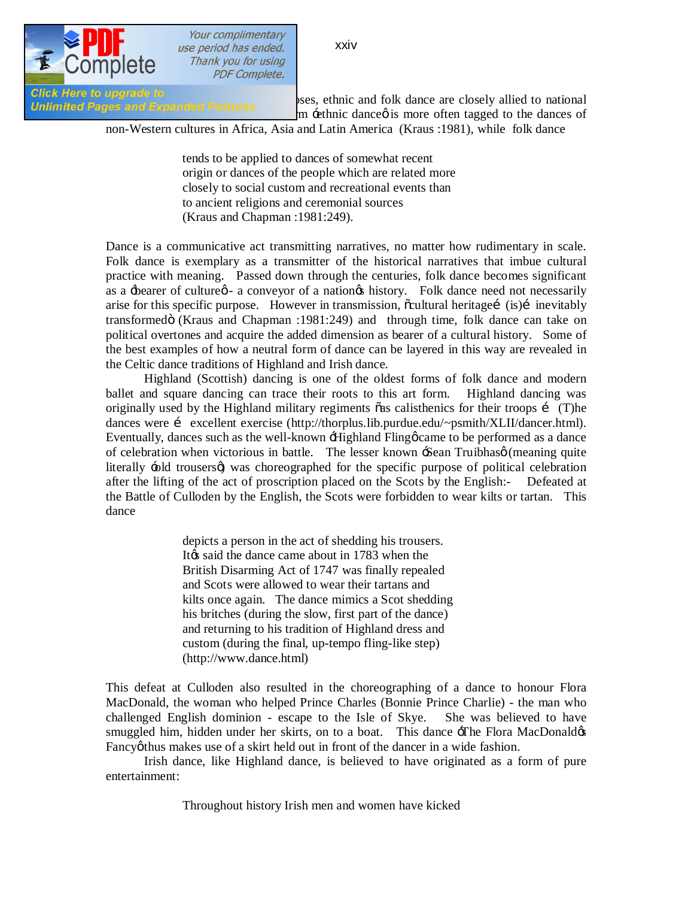...ses, ethnic and folk dance are closely allied to national ...m 'ethnic dance' is more often tagged to the dances of non-Western cultures in Africa, Asia and Latin America (Kraus :1981), while folk dance

> tends to be applied to dances of somewhat recent origin or dances of the people which are related more closely to social custom and recreational events than to ancient religions and ceremonial sources (Kraus and Chapman :1981:249).

Dance is a communicative act transmitting narratives, no matter how rudimentary in scale. Folk dance is exemplary as a transmitter of the historical narratives that imbue cultural practice with meaning. Passed down through the centuries, folk dance becomes significant as a 'bearer of culture' - a conveyor of a nation's history. Folk dance need not necessarily arise for this specific purpose. However in transmission, "cultural heritage… (is)… inevitably transformed" (Kraus and Chapman :1981:249) and through time, folk dance can take on political overtones and acquire the added dimension as bearer of a cultural history. Some of the best examples of how a neutral form of dance can be layered in this way are revealed in the Celtic dance traditions of Highland and Irish dance.

Highland (Scottish) dancing is one of the oldest forms of folk dance and modern ballet and square dancing can trace their roots to this art form. Highland dancing was originally used by the Highland military regiments "as calisthenics for their troops … (T)he dances were … excellent exercise (http://thorplus.lib.purdue.edu/~psmith/XLII/dancer.html). Eventually, dances such as the well-known 'Highland Fling' came to be performed as a dance of celebration when victorious in battle. The lesser known 'Sean Truibhas' (meaning quite literally 'old trousers') was choreographed for the specific purpose of political celebration after the lifting of the act of proscription placed on the Scots by the English:- Defeated at the Battle of Culloden by the English, the Scots were forbidden to wear kilts or tartan. This dance

> depicts a person in the act of shedding his trousers. It's said the dance came about in 1783 when the British Disarming Act of 1747 was finally repealed and Scots were allowed to wear their tartans and kilts once again. The dance mimics a Scot shedding his britches (during the slow, first part of the dance) and returning to his tradition of Highland dress and custom (during the final, up-tempo fling-like step) (http://www.dance.html)

This defeat at Culloden also resulted in the choreographing of a dance to honour Flora MacDonald, the woman who helped Prince Charles (Bonnie Prince Charlie) - the man who challenged English dominion - escape to the Isle of Skye. She was believed to have smuggled him, hidden under her skirts, on to a boat. This dance 'The Flora MacDonald's Fancy' thus makes use of a skirt held out in front of the dancer in a wide fashion.

Irish dance, like Highland dance, is believed to have originated as a form of pure entertainment:

> Throughout history Irish men and women have kicked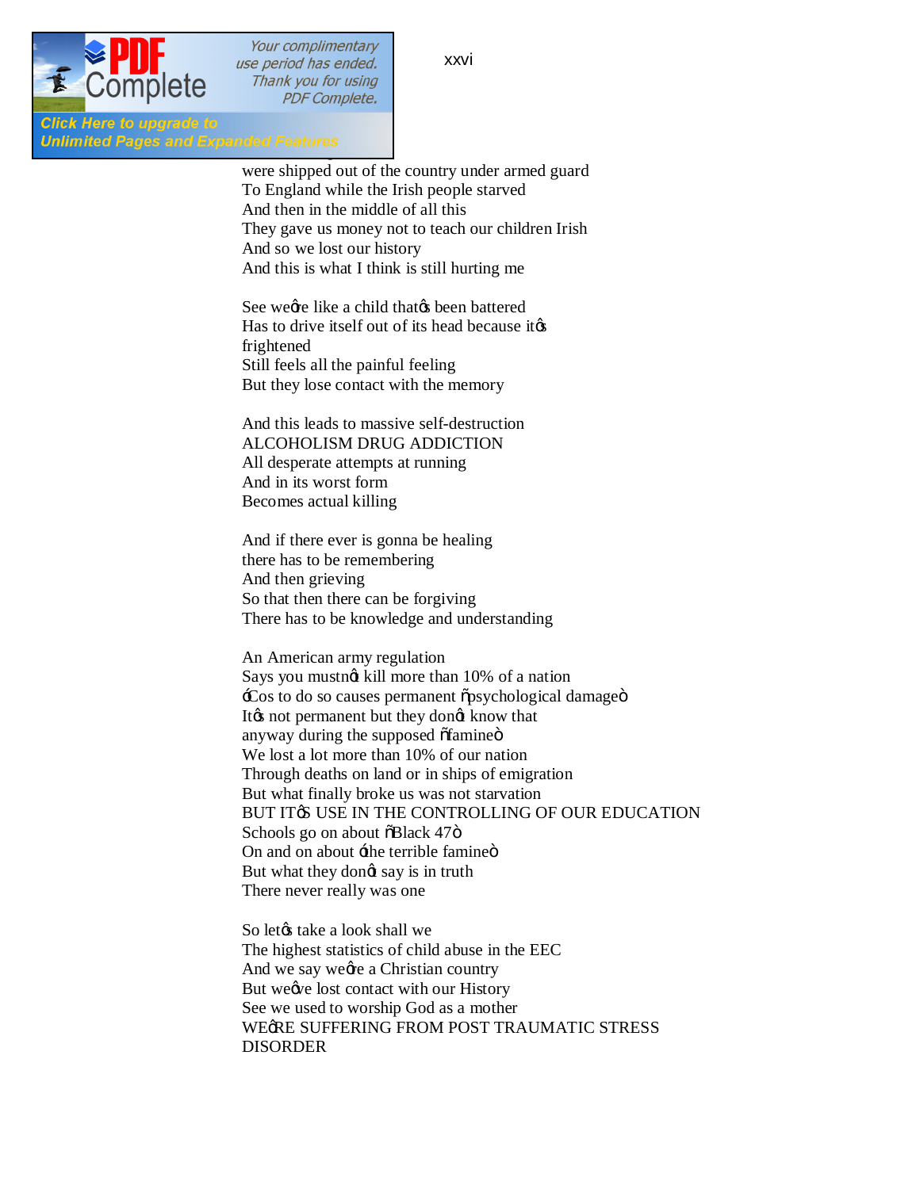were shipped out of the country under armed guard
To England while the Irish people starved
And then in the middle of all this
They gave us money not to teach our children Irish
And so we lost our history
And this is what I think is still hurting me

See weére like a child thatés been battered
Has to drive itself out of its head because ités
frightened
Still feels all the painful feeling
But they lose contact with the memory

And this leads to massive self-destruction
ALCOHOLISM DRUG ADDICTION
All desperate attempts at running
And in its worst form
Becomes actual killing

And if there ever is gonna be healing
there has to be remembering
And then grieving
So that then there can be forgiving
There has to be knowledge and understanding

An American army regulation
Says you mustnét kill more than 10% of a nation
óCos to do so causes permanent õpsychological damageö
Ités not permanent but they donét know that
anyway during the supposed õfamineö
We lost a lot more than 10% of our nation
Through deaths on land or in ships of emigration
But what finally broke us was not starvation
BUT ITéS USE IN THE CONTROLLING OF OUR EDUCATION
Schools go on about õBlack 47ö
On and on about óthe terrible famineö
But what they donét say is in truth
There never really was one

So letés take a look shall we
The highest statistics of child abuse in the EEC
And we say weére a Christian country
But weéve lost contact with our History
See we used to worship God as a mother
WEéRE SUFFERING FROM POST TRAUMATIC STRESS
DISORDER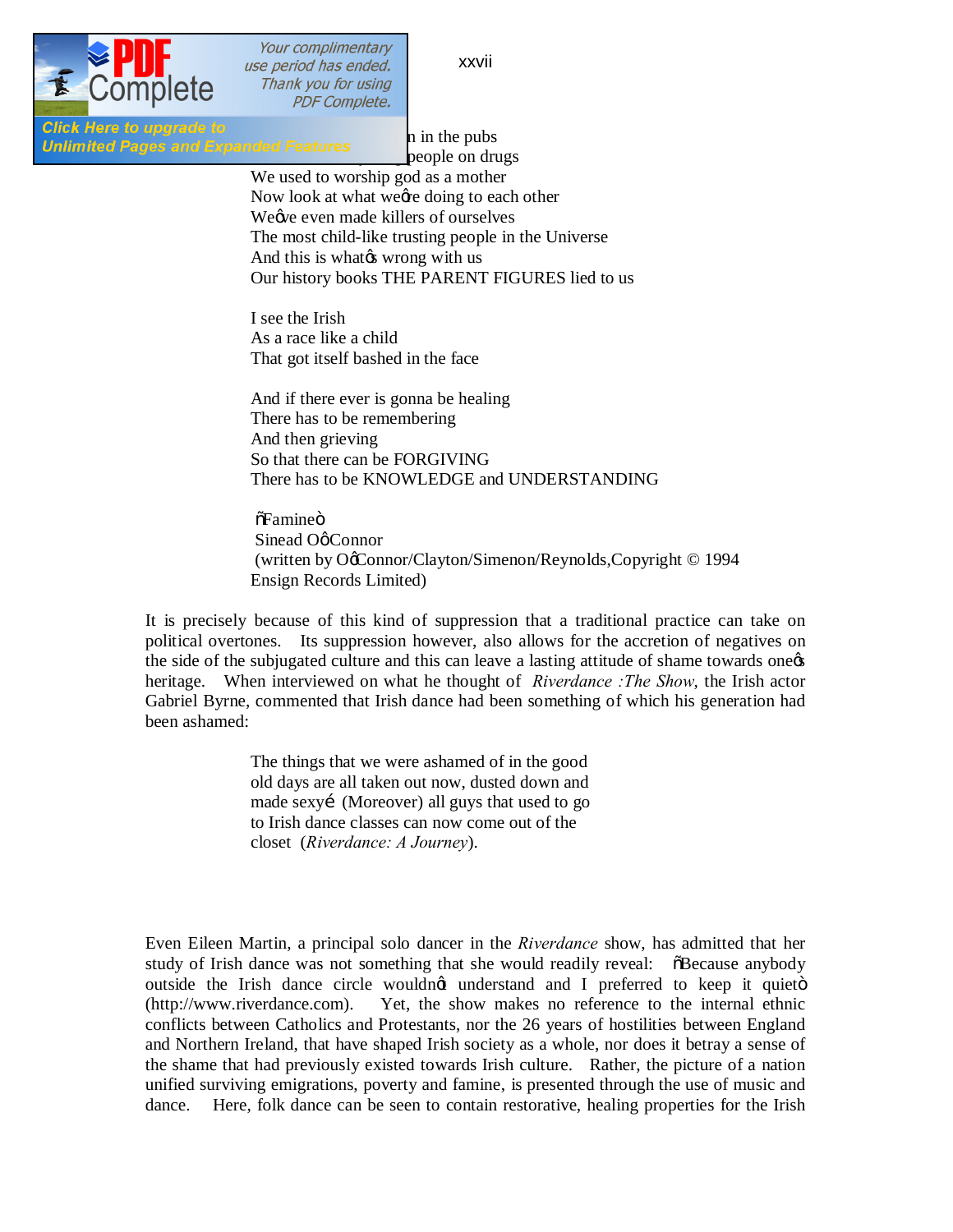n in the pubs
people on drugs
We used to worship god as a mother
Now look at what we're doing to each other
We've even made killers of ourselves
The most child-like trusting people in the Universe
And this is what's wrong with us
Our history books THE PARENT FIGURES lied to us

I see the Irish
As a race like a child
That got itself bashed in the face

And if there ever is gonna be healing
There has to be remembering
And then grieving
So that there can be FORGIVING
There has to be KNOWLEDGE and UNDERSTANDING

"Famine"
Sinead O'Connor
(written by O'Connor/Clayton/Simenon/Reynolds,Copyright © 1994
Ensign Records Limited)

It is precisely because of this kind of suppression that a traditional practice can take on political overtones. Its suppression however, also allows for the accretion of negatives on the side of the subjugated culture and this can leave a lasting attitude of shame towards one's heritage. When interviewed on what he thought of *Riverdance :The Show*, the Irish actor Gabriel Byrne, commented that Irish dance had been something of which his generation had been ashamed:

> The things that we were ashamed of in the good old days are all taken out now, dusted down and made sexy… (Moreover) all guys that used to go to Irish dance classes can now come out of the closet (*Riverdance: A Journey*).

Even Eileen Martin, a principal solo dancer in the *Riverdance* show, has admitted that her study of Irish dance was not something that she would readily reveal: "Because anybody outside the Irish dance circle wouldn't understand and I preferred to keep it quiet" (http://www.riverdance.com). Yet, the show makes no reference to the internal ethnic conflicts between Catholics and Protestants, nor the 26 years of hostilities between England and Northern Ireland, that have shaped Irish society as a whole, nor does it betray a sense of the shame that had previously existed towards Irish culture. Rather, the picture of a nation unified surviving emigrations, poverty and famine, is presented through the use of music and dance. Here, folk dance can be seen to contain restorative, healing properties for the Irish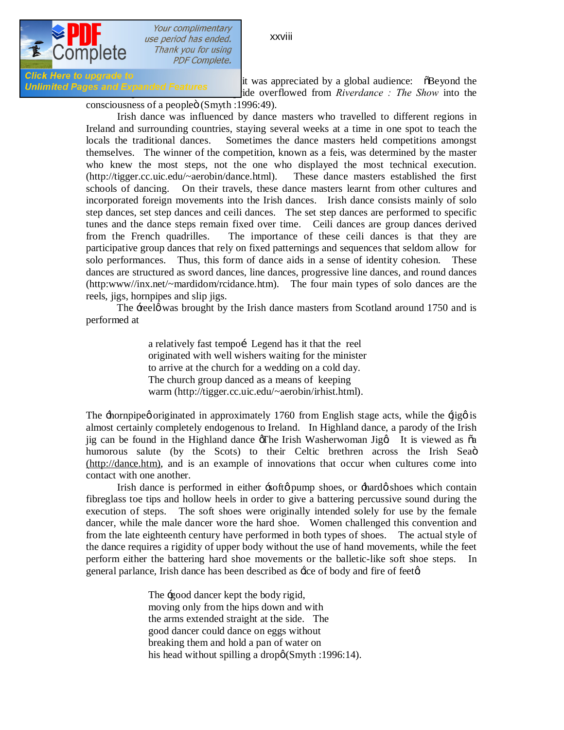it was appreciated by a global audience: "Beyond the ide overflowed from *Riverdance : The Show* into the consciousness of a people" (Smyth :1996:49).

Irish dance was influenced by dance masters who travelled to different regions in Ireland and surrounding countries, staying several weeks at a time in one spot to teach the locals the traditional dances. Sometimes the dance masters held competitions amongst themselves. The winner of the competition, known as a feis, was determined by the master who knew the most steps, not the one who displayed the most technical execution. (http://tigger.cc.uic.edu/~aerobin/dance.html). These dance masters established the first schools of dancing. On their travels, these dance masters learnt from other cultures and incorporated foreign movements into the Irish dances. Irish dance consists mainly of solo step dances, set step dances and ceili dances. The set step dances are performed to specific tunes and the dance steps remain fixed over time. Ceili dances are group dances derived from the French quadrilles. The importance of these ceili dances is that they are participative group dances that rely on fixed patternings and sequences that seldom allow for solo performances. Thus, this form of dance aids in a sense of identity cohesion. These dances are structured as sword dances, line dances, progressive line dances, and round dances (http:www//inx.net/~mardidom/rcidance.htm). The four main types of solo dances are the reels, jigs, hornpipes and slip jigs.

The 'reel' was brought by the Irish dance masters from Scotland around 1750 and is performed at

> a relatively fast tempo… Legend has it that the reel originated with well wishers waiting for the minister to arrive at the church for a wedding on a cold day. The church group danced as a means of keeping warm (http://tigger.cc.uic.edu/~aerobin/irhist.html).

The 'hornpipe' originated in approximately 1760 from English stage acts, while the 'jig' is almost certainly completely endogenous to Ireland. In Highland dance, a parody of the Irish jig can be found in the Highland dance 'The Irish Washerwoman Jig'. It is viewed as "a humorous salute (by the Scots) to their Celtic brethren across the Irish Sea" (http://dance.htm), and is an example of innovations that occur when cultures come into contact with one another.

Irish dance is performed in either 'soft' pump shoes, or 'hard' shoes which contain fibreglass toe tips and hollow heels in order to give a battering percussive sound during the execution of steps. The soft shoes were originally intended solely for use by the female dancer, while the male dancer wore the hard shoe. Women challenged this convention and from the late eighteenth century have performed in both types of shoes. The actual style of the dance requires a rigidity of upper body without the use of hand movements, while the feet perform either the battering hard shoe movements or the balletic-like soft shoe steps. In general parlance, Irish dance has been described as 'ice of body and fire of feet'.

> The 'good dancer kept the body rigid, moving only from the hips down and with the arms extended straight at the side. The good dancer could dance on eggs without breaking them and hold a pan of water on his head without spilling a drop' (Smyth :1996:14).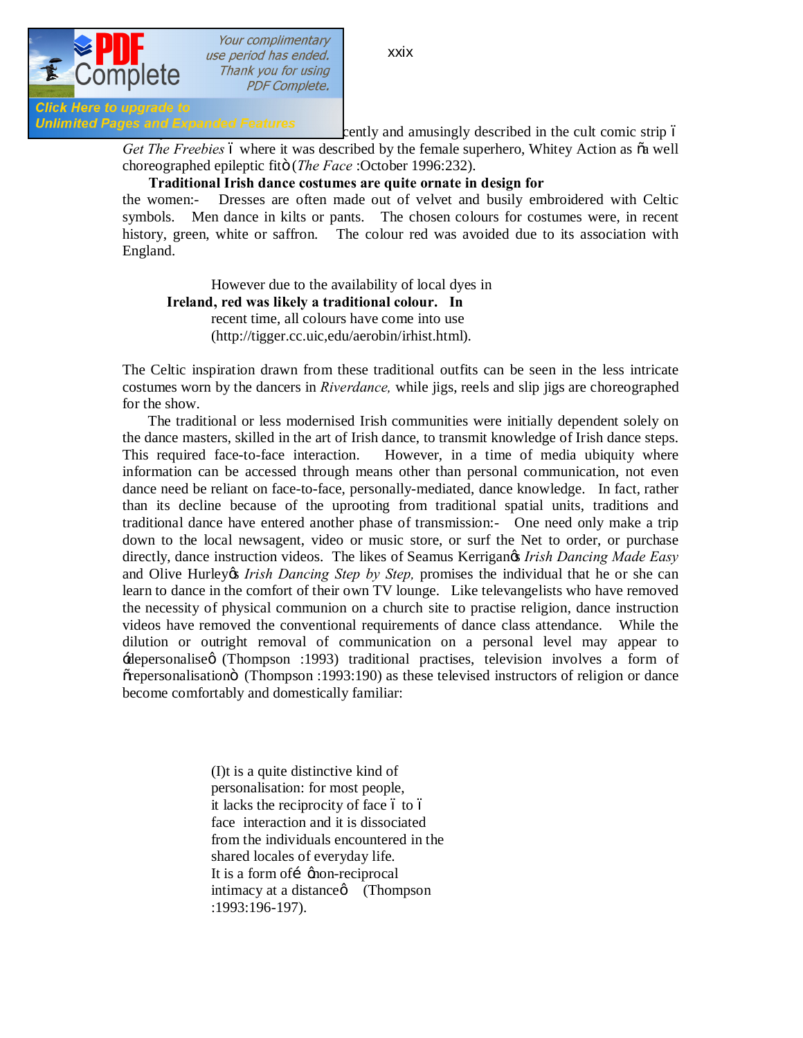cently and amusingly described in the cult comic strip – *Get The Freebies* – where it was described by the female superhero, Whitey Action as "a well choreographed epileptic fit" (*The Face* :October 1996:232).

**Traditional Irish dance costumes are quite ornate in design for** the women:- Dresses are often made out of velvet and busily embroidered with Celtic symbols. Men dance in kilts or pants. The chosen colours for costumes were, in recent history, green, white or saffron. The colour red was avoided due to its association with England.

> However due to the availability of local dyes in **Ireland, red was likely a traditional colour. In** recent time, all colours have come into use (http://tigger.cc.uic,edu/aerobin/irhist.html).

The Celtic inspiration drawn from these traditional outfits can be seen in the less intricate costumes worn by the dancers in *Riverdance,* while jigs, reels and slip jigs are choreographed for the show.

The traditional or less modernised Irish communities were initially dependent solely on the dance masters, skilled in the art of Irish dance, to transmit knowledge of Irish dance steps. This required face-to-face interaction. However, in a time of media ubiquity where information can be accessed through means other than personal communication, not even dance need be reliant on face-to-face, personally-mediated, dance knowledge. In fact, rather than its decline because of the uprooting from traditional spatial units, traditions and traditional dance have entered another phase of transmission:- One need only make a trip down to the local newsagent, video or music store, or surf the Net to order, or purchase directly, dance instruction videos. The likes of Seamus Kerrigan's *Irish Dancing Made Easy* and Olive Hurley's *Irish Dancing Step by Step,* promises the individual that he or she can learn to dance in the comfort of their own TV lounge. Like televangelists who have removed the necessity of physical communion on a church site to practise religion, dance instruction videos have removed the conventional requirements of dance class attendance. While the dilution or outright removal of communication on a personal level may appear to 'depersonalise' (Thompson :1993) traditional practises, television involves a form of "repersonalisation" (Thompson :1993:190) as these televised instructors of religion or dance become comfortably and domestically familiar:

> (I)t is a quite distinctive kind of personalisation: for most people, it lacks the reciprocity of face – to – face interaction and it is dissociated from the individuals encountered in the shared locales of everyday life. It is a form of… 'non-reciprocal intimacy at a distance' (Thompson :1993:196-197).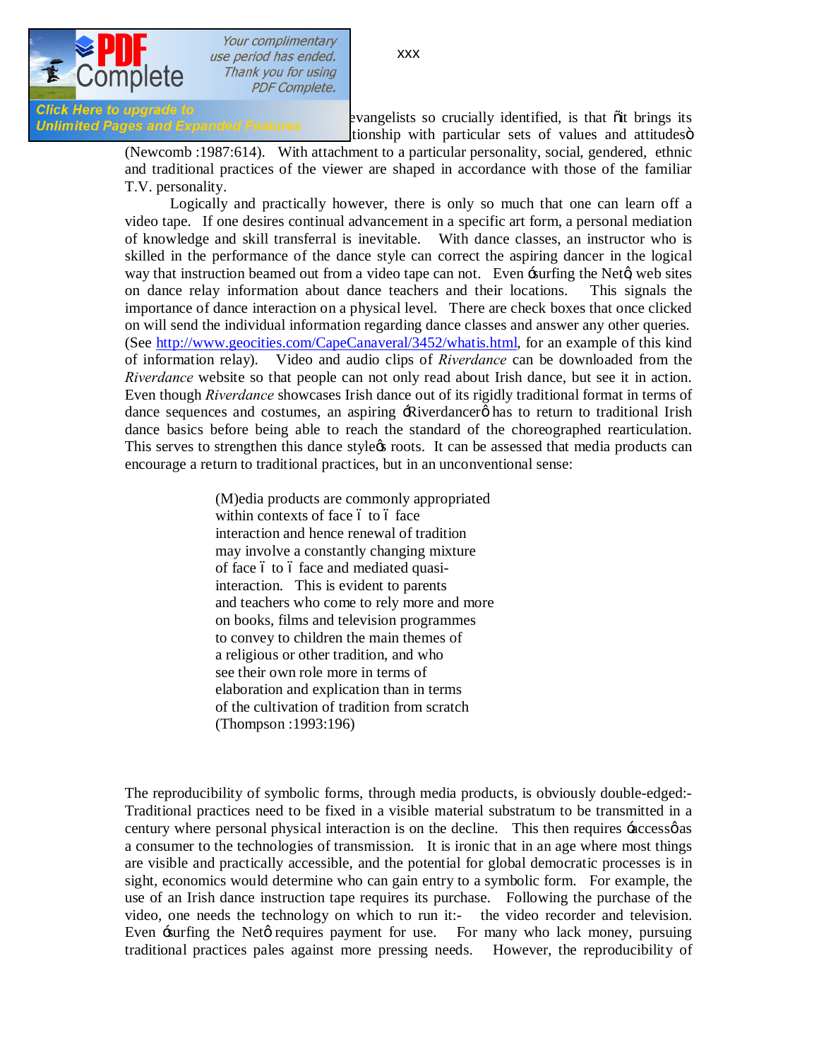evangelists so crucially identified, is that "it brings its ...tionship with particular sets of values and attitudes" (Newcomb :1987:614). With attachment to a particular personality, social, gendered, ethnic and traditional practices of the viewer are shaped in accordance with those of the familiar T.V. personality.

Logically and practically however, there is only so much that one can learn off a video tape. If one desires continual advancement in a specific art form, a personal mediation of knowledge and skill transferral is inevitable. With dance classes, an instructor who is skilled in the performance of the dance style can correct the aspiring dancer in the logical way that instruction beamed out from a video tape can not. Even 'surfing the Net', web sites on dance relay information about dance teachers and their locations. This signals the importance of dance interaction on a physical level. There are check boxes that once clicked on will send the individual information regarding dance classes and answer any other queries. (See http://www.geocities.com/CapeCanaveral/3452/whatis.html, for an example of this kind of information relay). Video and audio clips of *Riverdance* can be downloaded from the *Riverdance* website so that people can not only read about Irish dance, but see it in action. Even though *Riverdance* showcases Irish dance out of its rigidly traditional format in terms of dance sequences and costumes, an aspiring 'Riverdancer' has to return to traditional Irish dance basics before being able to reach the standard of the choreographed rearticulation. This serves to strengthen this dance style's roots. It can be assessed that media products can encourage a return to traditional practices, but in an unconventional sense:

> (M)edia products are commonly appropriated within contexts of face – to – face interaction and hence renewal of tradition may involve a constantly changing mixture of face – to – face and mediated quasi-interaction. This is evident to parents and teachers who come to rely more and more on books, films and television programmes to convey to children the main themes of a religious or other tradition, and who see their own role more in terms of elaboration and explication than in terms of the cultivation of tradition from scratch (Thompson :1993:196)

The reproducibility of symbolic forms, through media products, is obviously double-edged:- Traditional practices need to be fixed in a visible material substratum to be transmitted in a century where personal physical interaction is on the decline. This then requires 'access' as a consumer to the technologies of transmission. It is ironic that in an age where most things are visible and practically accessible, and the potential for global democratic processes is in sight, economics would determine who can gain entry to a symbolic form. For example, the use of an Irish dance instruction tape requires its purchase. Following the purchase of the video, one needs the technology on which to run it:- the video recorder and television. Even 'surfing the Net' requires payment for use. For many who lack money, pursuing traditional practices pales against more pressing needs. However, the reproducibility of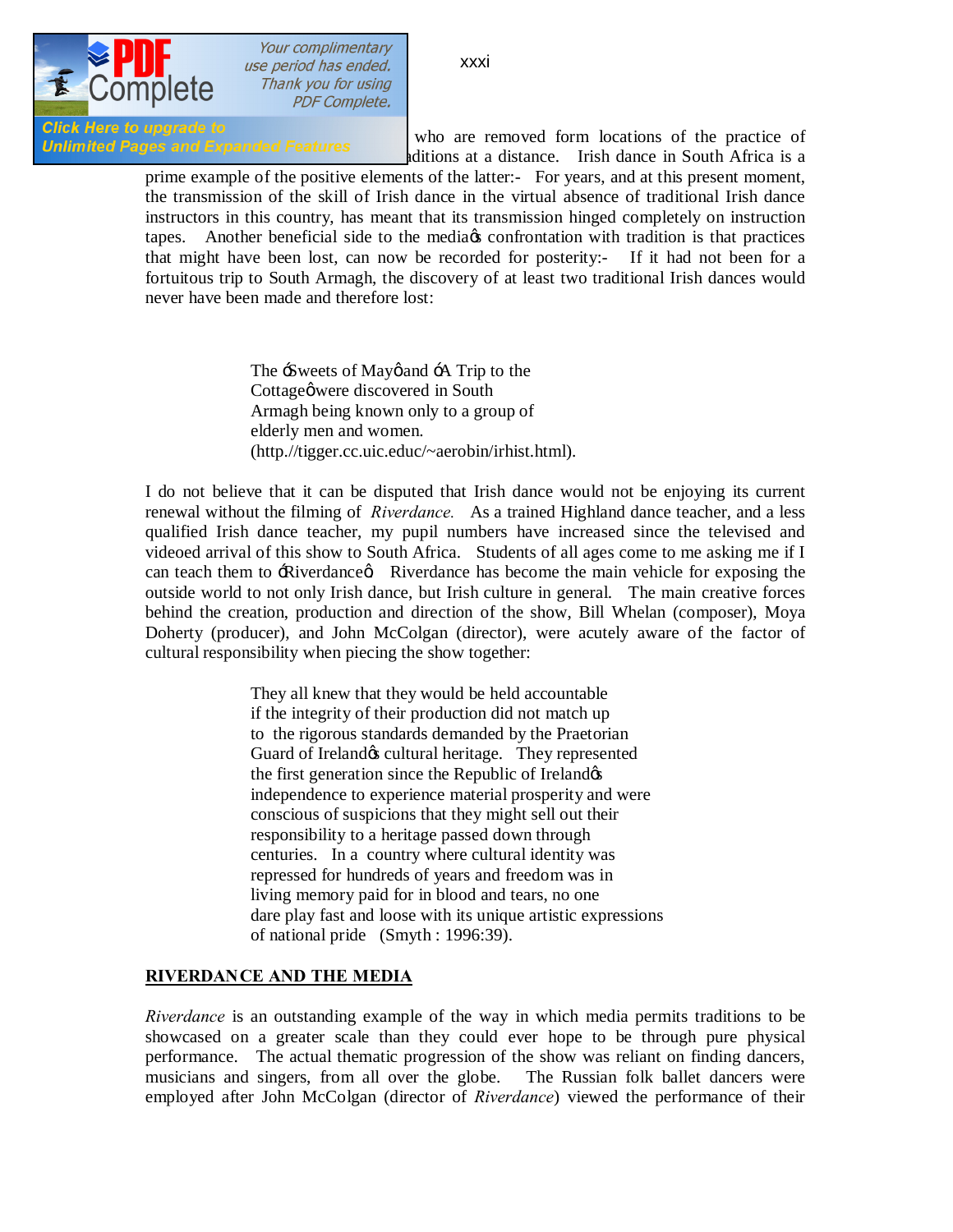who are removed form locations of the practice of traditions at a distance. Irish dance in South Africa is a prime example of the positive elements of the latter:- For years, and at this present moment, the transmission of the skill of Irish dance in the virtual absence of traditional Irish dance instructors in this country, has meant that its transmission hinged completely on instruction tapes. Another beneficial side to the media's confrontation with tradition is that practices that might have been lost, can now be recorded for posterity:- If it had not been for a fortuitous trip to South Armagh, the discovery of at least two traditional Irish dances would never have been made and therefore lost:

> The 'Sweets of May' and 'A Trip to the Cottage' were discovered in South Armagh being known only to a group of elderly men and women. (http.//tigger.cc.uic.educ/~aerobin/irhist.html).

I do not believe that it can be disputed that Irish dance would not be enjoying its current renewal without the filming of *Riverdance.* As a trained Highland dance teacher, and a less qualified Irish dance teacher, my pupil numbers have increased since the televised and videoed arrival of this show to South Africa. Students of all ages come to me asking me if I can teach them to 'Riverdance'. Riverdance has become the main vehicle for exposing the outside world to not only Irish dance, but Irish culture in general. The main creative forces behind the creation, production and direction of the show, Bill Whelan (composer), Moya Doherty (producer), and John McColgan (director), were acutely aware of the factor of cultural responsibility when piecing the show together:

> They all knew that they would be held accountable if the integrity of their production did not match up to the rigorous standards demanded by the Praetorian Guard of Ireland's cultural heritage. They represented the first generation since the Republic of Ireland's independence to experience material prosperity and were conscious of suspicions that they might sell out their responsibility to a heritage passed down through centuries. In a country where cultural identity was repressed for hundreds of years and freedom was in living memory paid for in blood and tears, no one dare play fast and loose with its unique artistic expressions of national pride (Smyth : 1996:39).

## RIVERDANCE AND THE MEDIA

*Riverdance* is an outstanding example of the way in which media permits traditions to be showcased on a greater scale than they could ever hope to be through pure physical performance. The actual thematic progression of the show was reliant on finding dancers, musicians and singers, from all over the globe. The Russian folk ballet dancers were employed after John McColgan (director of *Riverdance*) viewed the performance of their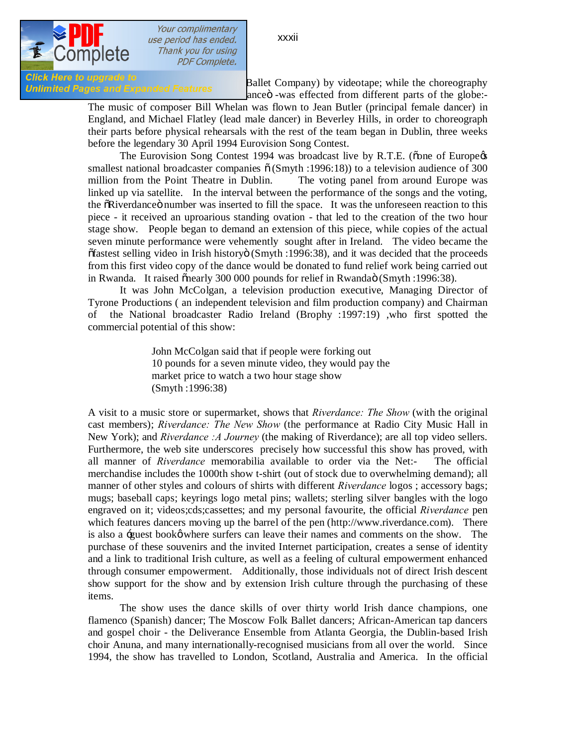Ballet Company) by videotape; while the choreography ance" -was effected from different parts of the globe:- The music of composer Bill Whelan was flown to Jean Butler (principal female dancer) in England, and Michael Flatley (lead male dancer) in Beverley Hills, in order to choreograph their parts before physical rehearsals with the rest of the team began in Dublin, three weeks before the legendary 30 April 1994 Eurovision Song Contest.

The Eurovision Song Contest 1994 was broadcast live by R.T.E. ("one of Europe's smallest national broadcaster companies " (Smyth :1996:18)) to a television audience of 300 million from the Point Theatre in Dublin. The voting panel from around Europe was linked up via satellite. In the interval between the performance of the songs and the voting, the "Riverdance" number was inserted to fill the space. It was the unforeseen reaction to this piece - it received an uproarious standing ovation - that led to the creation of the two hour stage show. People began to demand an extension of this piece, while copies of the actual seven minute performance were vehemently sought after in Ireland. The video became the "fastest selling video in Irish history" (Smyth :1996:38), and it was decided that the proceeds from this first video copy of the dance would be donated to fund relief work being carried out in Rwanda. It raised "nearly 300 000 pounds for relief in Rwanda" (Smyth :1996:38).

It was John McColgan, a television production executive, Managing Director of Tyrone Productions ( an independent television and film production company) and Chairman of the National broadcaster Radio Ireland (Brophy :1997:19) ,who first spotted the commercial potential of this show:

> John McColgan said that if people were forking out
> 10 pounds for a seven minute video, they would pay the
> market price to watch a two hour stage show
> (Smyth :1996:38)

A visit to a music store or supermarket, shows that *Riverdance: The Show* (with the original cast members); *Riverdance: The New Show* (the performance at Radio City Music Hall in New York); and *Riverdance :A Journey* (the making of Riverdance); are all top video sellers. Furthermore, the web site underscores precisely how successful this show has proved, with all manner of *Riverdance* memorabilia available to order via the Net:- The official merchandise includes the 1000th show t-shirt (out of stock due to overwhelming demand); all manner of other styles and colours of shirts with different *Riverdance* logos ; accessory bags; mugs; baseball caps; keyrings logo metal pins; wallets; sterling silver bangles with the logo engraved on it; videos;cds;cassettes; and my personal favourite, the official *Riverdance* pen which features dancers moving up the barrel of the pen (http://www.riverdance.com). There is also a 'guest book' where surfers can leave their names and comments on the show. The purchase of these souvenirs and the invited Internet participation, creates a sense of identity and a link to traditional Irish culture, as well as a feeling of cultural empowerment enhanced through consumer empowerment. Additionally, those individuals not of direct Irish descent show support for the show and by extension Irish culture through the purchasing of these items.

The show uses the dance skills of over thirty world Irish dance champions, one flamenco (Spanish) dancer; The Moscow Folk Ballet dancers; African-American tap dancers and gospel choir - the Deliverance Ensemble from Atlanta Georgia, the Dublin-based Irish choir Anuna, and many internationally-recognised musicians from all over the world. Since 1994, the show has travelled to London, Scotland, Australia and America. In the official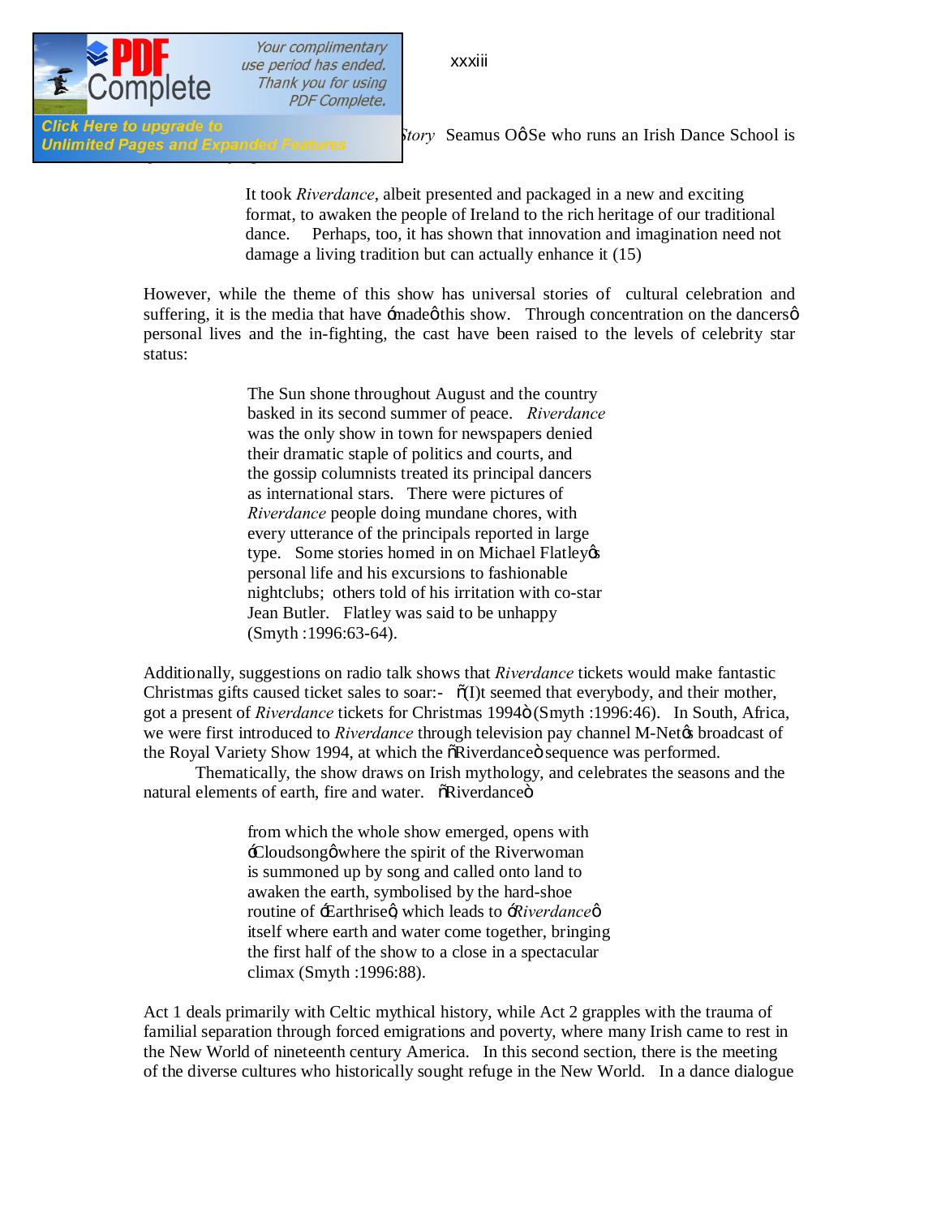*Story* Seamus OôSe who runs an Irish Dance School is

> It took *Riverdance*, albeit presented and packaged in a new and exciting format, to awaken the people of Ireland to the rich heritage of our traditional dance. Perhaps, too, it has shown that innovation and imagination need not damage a living tradition but can actually enhance it (15)

However, while the theme of this show has universal stories of cultural celebration and suffering, it is the media that have ómadeô this show. Through concentration on the dancersô personal lives and the in-fighting, the cast have been raised to the levels of celebrity star status:

> The Sun shone throughout August and the country basked in its second summer of peace. *Riverdance* was the only show in town for newspapers denied their dramatic staple of politics and courts, and the gossip columnists treated its principal dancers as international stars. There were pictures of *Riverdance* people doing mundane chores, with every utterance of the principals reported in large type. Some stories homed in on Michael Flatleyôs personal life and his excursions to fashionable nightclubs; others told of his irritation with co-star Jean Butler. Flatley was said to be unhappy (Smyth :1996:63-64).

Additionally, suggestions on radio talk shows that *Riverdance* tickets would make fantastic Christmas gifts caused ticket sales to soar:- ñ(I)t seemed that everybody, and their mother, got a present of *Riverdance* tickets for Christmas 1994ò (Smyth :1996:46). In South, Africa, we were first introduced to *Riverdance* through television pay channel M-Netôs broadcast of the Royal Variety Show 1994, at which the ñRiverdanceò sequence was performed.

Thematically, the show draws on Irish mythology, and celebrates the seasons and the natural elements of earth, fire and water. ñRiverdanceò

> from which the whole show emerged, opens with óCloudsongô where the spirit of the Riverwoman is summoned up by song and called onto land to awaken the earth, symbolised by the hard-shoe routine of óEarthriseô, which leads to ó*Riverdance*ô itself where earth and water come together, bringing the first half of the show to a close in a spectacular climax (Smyth :1996:88).

Act 1 deals primarily with Celtic mythical history, while Act 2 grapples with the trauma of familial separation through forced emigrations and poverty, where many Irish came to rest in the New World of nineteenth century America. In this second section, there is the meeting of the diverse cultures who historically sought refuge in the New World. In a dance dialogue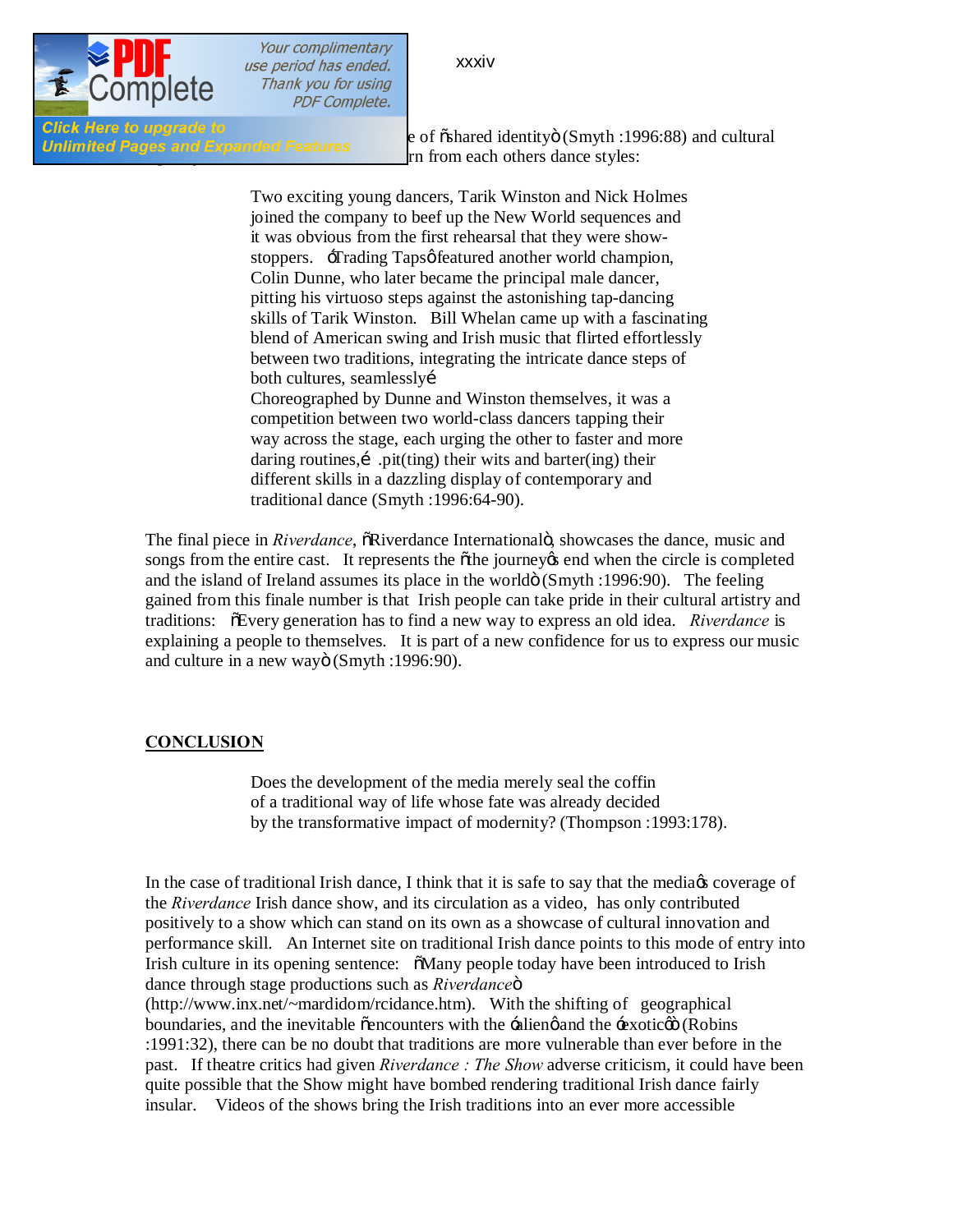e of "shared identity" (Smyth :1996:88) and cultural rn from each others dance styles:

> Two exciting young dancers, Tarik Winston and Nick Holmes joined the company to beef up the New World sequences and it was obvious from the first rehearsal that they were show-stoppers. 'Trading Taps' featured another world champion, Colin Dunne, who later became the principal male dancer, pitting his virtuoso steps against the astonishing tap-dancing skills of Tarik Winston. Bill Whelan came up with a fascinating blend of American swing and Irish music that flirted effortlessly between two traditions, integrating the intricate dance steps of both cultures, seamlessly…
> Choreographed by Dunne and Winston themselves, it was a competition between two world-class dancers tapping their way across the stage, each urging the other to faster and more daring routines,… .pit(ting) their wits and barter(ing) their different skills in a dazzling display of contemporary and traditional dance (Smyth :1996:64-90).

The final piece in *Riverdance*, "Riverdance International", showcases the dance, music and songs from the entire cast. It represents the "the journey's end when the circle is completed and the island of Ireland assumes its place in the world" (Smyth :1996:90). The feeling gained from this finale number is that Irish people can take pride in their cultural artistry and traditions: "Every generation has to find a new way to express an old idea. *Riverdance* is explaining a people to themselves. It is part of a new confidence for us to express our music and culture in a new way" (Smyth :1996:90).

## CONCLUSION

> Does the development of the media merely seal the coffin of a traditional way of life whose fate was already decided by the transformative impact of modernity? (Thompson :1993:178).

In the case of traditional Irish dance, I think that it is safe to say that the media's coverage of the *Riverdance* Irish dance show, and its circulation as a video, has only contributed positively to a show which can stand on its own as a showcase of cultural innovation and performance skill. An Internet site on traditional Irish dance points to this mode of entry into Irish culture in its opening sentence: "Many people today have been introduced to Irish dance through stage productions such as *Riverdance*" (http://www.inx.net/~mardidom/rcidance.htm). With the shifting of geographical boundaries, and the inevitable "encounters with the 'alien' and the 'exotic'" (Robins :1991:32), there can be no doubt that traditions are more vulnerable than ever before in the past. If theatre critics had given *Riverdance : The Show* adverse criticism, it could have been quite possible that the Show might have bombed rendering traditional Irish dance fairly insular. Videos of the shows bring the Irish traditions into an ever more accessible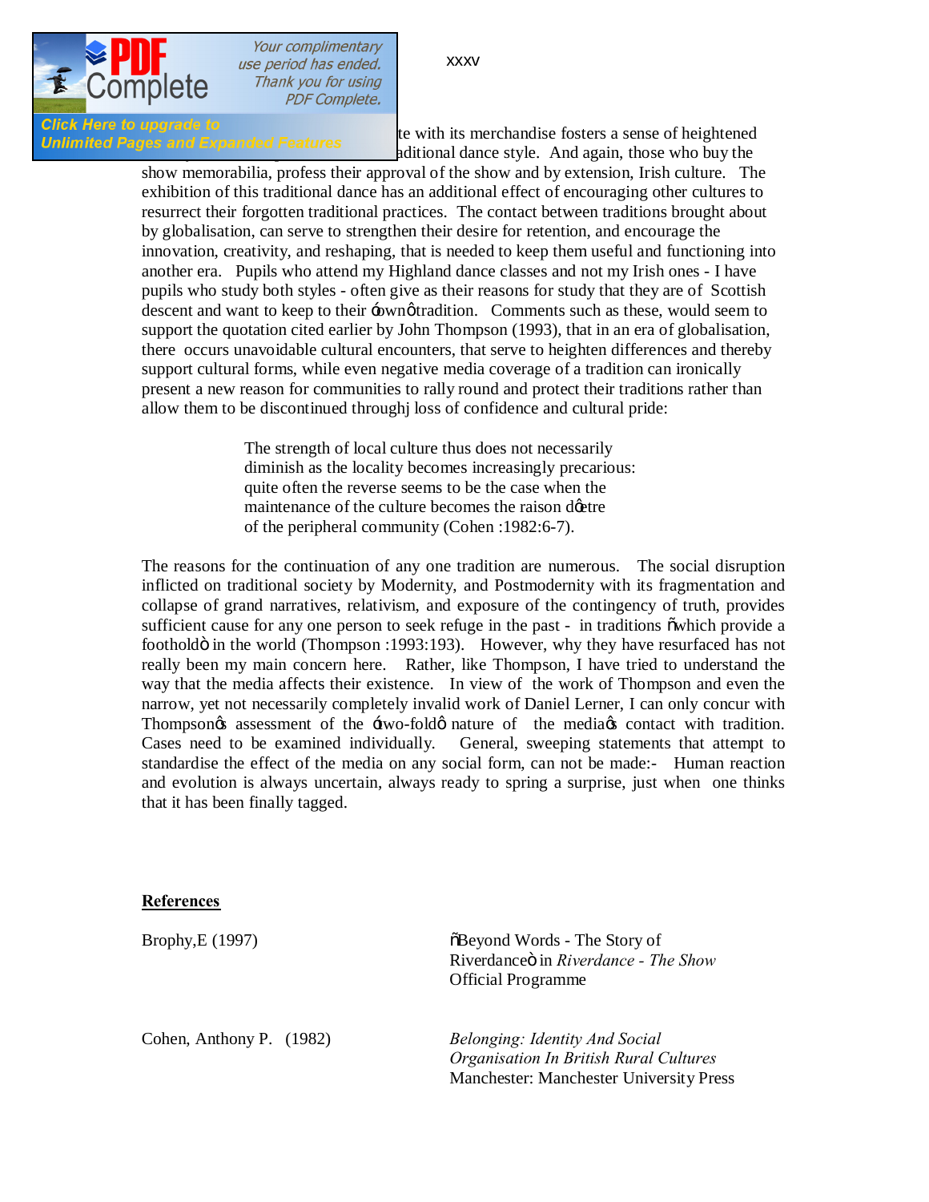te with its merchandise fosters a sense of heightened ...ditional dance style. And again, those who buy the show memorabilia, profess their approval of the show and by extension, Irish culture. The exhibition of this traditional dance has an additional effect of encouraging other cultures to resurrect their forgotten traditional practices. The contact between traditions brought about by globalisation, can serve to strengthen their desire for retention, and encourage the innovation, creativity, and reshaping, that is needed to keep them useful and functioning into another era. Pupils who attend my Highland dance classes and not my Irish ones - I have pupils who study both styles - often give as their reasons for study that they are of Scottish descent and want to keep to their 'own' tradition. Comments such as these, would seem to support the quotation cited earlier by John Thompson (1993), that in an era of globalisation, there occurs unavoidable cultural encounters, that serve to heighten differences and thereby support cultural forms, while even negative media coverage of a tradition can ironically present a new reason for communities to rally round and protect their traditions rather than allow them to be discontinued throughj loss of confidence and cultural pride:

> The strength of local culture thus does not necessarily diminish as the locality becomes increasingly precarious: quite often the reverse seems to be the case when the maintenance of the culture becomes the raison d'etre of the peripheral community (Cohen :1982:6-7).

The reasons for the continuation of any one tradition are numerous. The social disruption inflicted on traditional society by Modernity, and Postmodernity with its fragmentation and collapse of grand narratives, relativism, and exposure of the contingency of truth, provides sufficient cause for any one person to seek refuge in the past - in traditions "which provide a foothold" in the world (Thompson :1993:193). However, why they have resurfaced has not really been my main concern here. Rather, like Thompson, I have tried to understand the way that the media affects their existence. In view of the work of Thompson and even the narrow, yet not necessarily completely invalid work of Daniel Lerner, I can only concur with Thompson's assessment of the 'two-fold' nature of the media's contact with tradition. Cases need to be examined individually. General, sweeping statements that attempt to standardise the effect of the media on any social form, can not be made:- Human reaction and evolution is always uncertain, always ready to spring a surprise, just when one thinks that it has been finally tagged.

**References**

Brophy,E (1997) — "Beyond Words - The Story of Riverdance" in *Riverdance - The Show* Official Programme

Cohen, Anthony P. (1982) — *Belonging: Identity And Social Organisation In British Rural Cultures* Manchester: Manchester University Press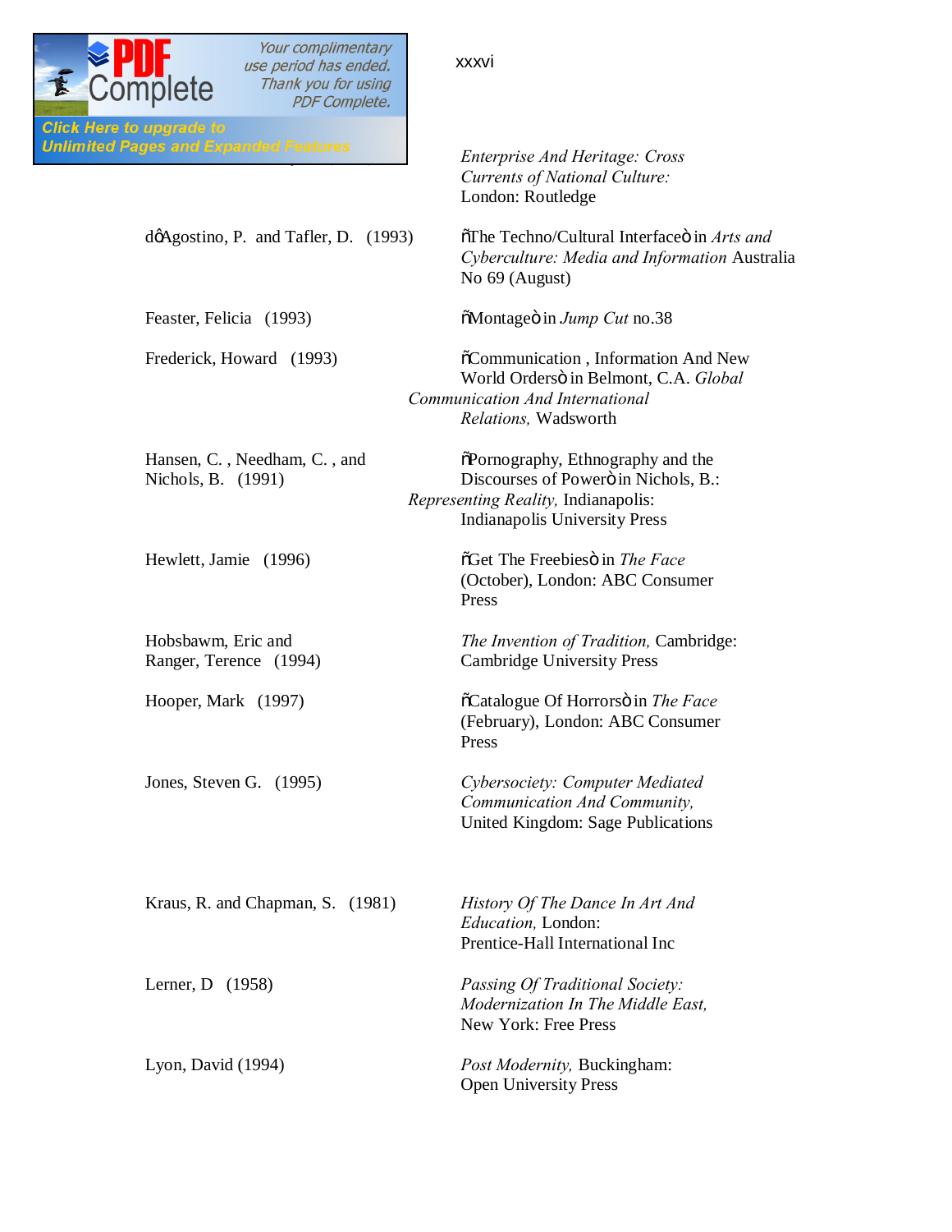*Enterprise And Heritage: Cross Currents of National Culture:* London: Routledge

d'Agostino, P. and Tafler, D. (1993) "The Techno/Cultural Interface" in *Arts and Cyberculture: Media and Information* Australia No 69 (August)

Feaster, Felicia (1993) "Montage" in *Jump Cut* no.38

Frederick, Howard (1993) "Communication , Information And New World Orders" in Belmont, C.A. *Global Communication And International Relations,* Wadsworth

Hansen, C. , Needham, C. , and Nichols, B. (1991) "Pornography, Ethnography and the Discourses of Power" in Nichols, B.: *Representing Reality,* Indianapolis: Indianapolis University Press

Hewlett, Jamie (1996) "Get The Freebies" in *The Face* (October), London: ABC Consumer Press

Hobsbawm, Eric and Ranger, Terence (1994) *The Invention of Tradition,* Cambridge: Cambridge University Press

Hooper, Mark (1997) "Catalogue Of Horrors" in *The Face* (February), London: ABC Consumer Press

Jones, Steven G. (1995) *Cybersociety: Computer Mediated Communication And Community,* United Kingdom: Sage Publications

Kraus, R. and Chapman, S. (1981) *History Of The Dance In Art And Education,* London: Prentice-Hall International Inc

Lerner, D (1958) *Passing Of Traditional Society: Modernization In The Middle East,* New York: Free Press

Lyon, David (1994) *Post Modernity,* Buckingham: Open University Press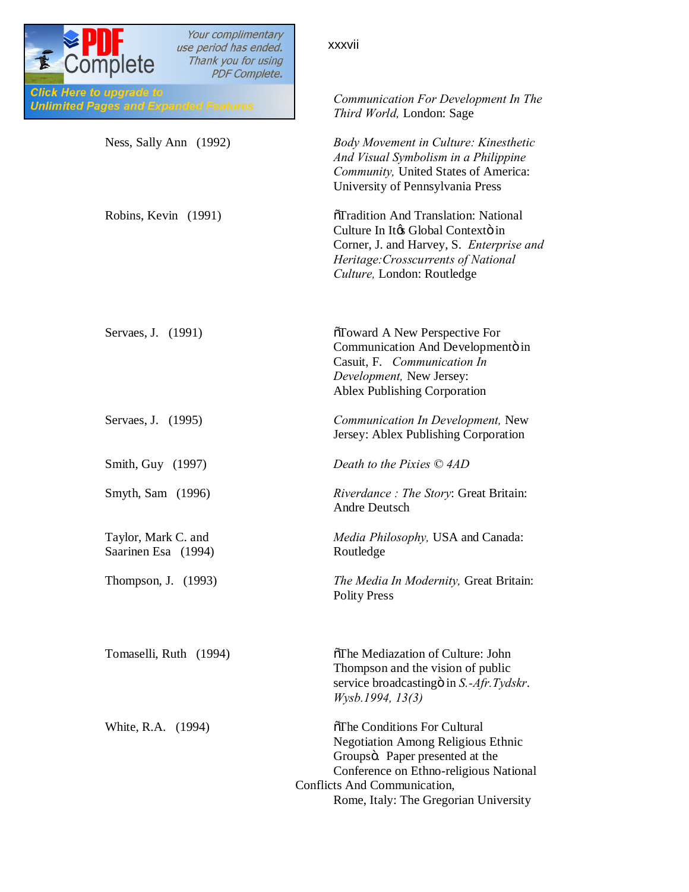*Communication For Development In The Third World,* London: Sage

Ness, Sally Ann (1992) *Body Movement in Culture: Kinesthetic And Visual Symbolism in a Philippine Community,* United States of America: University of Pennsylvania Press

Robins, Kevin (1991) ñTradition And Translation: National Culture In Itœ Global Contextò in Corner, J. and Harvey, S. *Enterprise and Heritage:Crosscurrents of National Culture,* London: Routledge

Servaes, J. (1991) ñToward A New Perspective For Communication And Developmentò in Casuit, F. *Communication In Development,* New Jersey: Ablex Publishing Corporation

Servaes, J. (1995) *Communication In Development,* New Jersey: Ablex Publishing Corporation

Smith, Guy (1997) *Death to the Pixies © 4AD*

Smyth, Sam (1996) *Riverdance : The Story*: Great Britain: Andre Deutsch

Taylor, Mark C. and Saarinen Esa (1994) *Media Philosophy,* USA and Canada: Routledge

Thompson, J. (1993) *The Media In Modernity,* Great Britain: Polity Press

Tomaselli, Ruth (1994) ñThe Mediazation of Culture: John Thompson and the vision of public service broadcastingò in *S.-Afr.Tydskr. Wysb.1994, 13(3)*

White, R.A. (1994) ñThe Conditions For Cultural Negotiation Among Religious Ethnic Groupsò. Paper presented at the Conference on Ethno-religious National Conflicts And Communication, Rome, Italy: The Gregorian University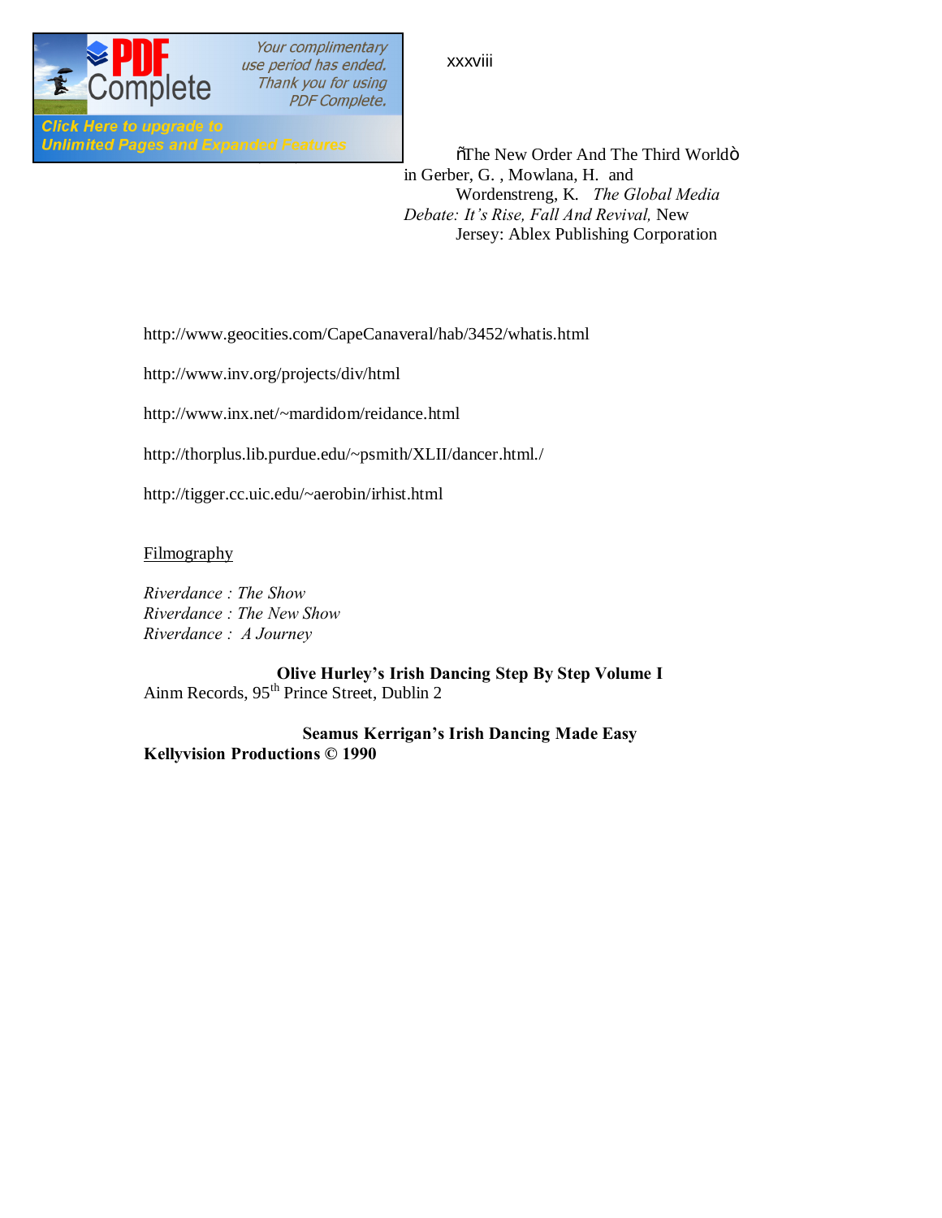"The New Order And The Third World"
in Gerber, G. , Mowlana, H. and
Wordenstreng, K. *The Global Media Debate: It's Rise, Fall And Revival,* New Jersey: Ablex Publishing Corporation

http://www.geocities.com/CapeCanaveral/hab/3452/whatis.html

http://www.inv.org/projects/div/html

http://www.inx.net/~mardidom/reidance.html

http://thorplus.lib.purdue.edu/~psmith/XLII/dancer.html./

http://tigger.cc.uic.edu/~aerobin/irhist.html

Filmography

*Riverdance : The Show*
*Riverdance : The New Show*
*Riverdance : A Journey*

**Olive Hurley's Irish Dancing Step By Step Volume I**
Ainm Records, 95th Prince Street, Dublin 2

**Seamus Kerrigan's Irish Dancing Made Easy**
**Kellyvision Productions © 1990**